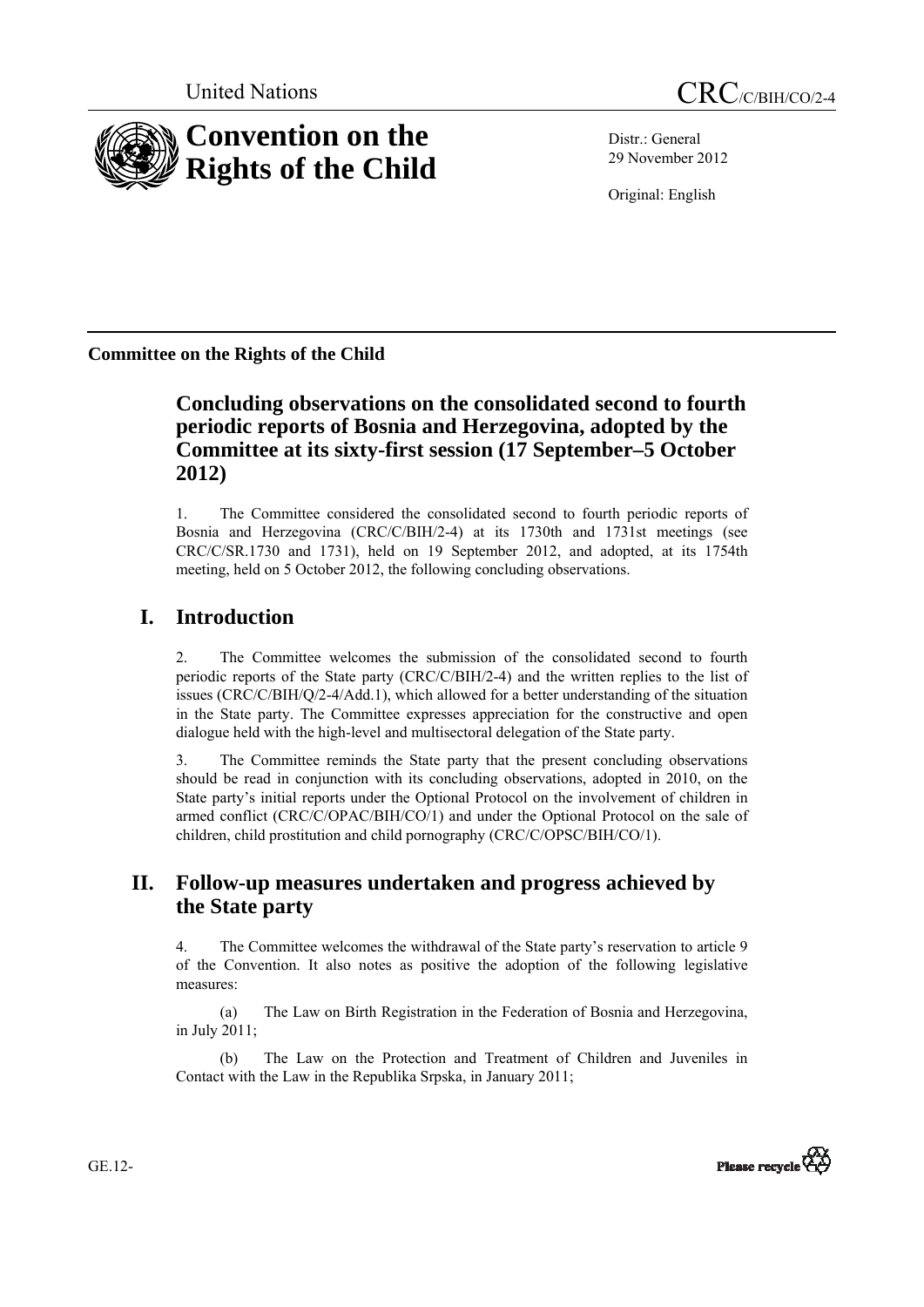United Nations

# CRC/C/BIH/CO/2-4

# Convention on the Rights of the Child

Distr.: General
29 November 2012

Original: English

**Committee on the Rights of the Child**

## Concluding observations on the consolidated second to fourth periodic reports of Bosnia and Herzegovina, adopted by the Committee at its sixty-first session (17 September–5 October 2012)

1. The Committee considered the consolidated second to fourth periodic reports of Bosnia and Herzegovina (CRC/C/BIH/2-4) at its 1730th and 1731st meetings (see CRC/C/SR.1730 and 1731), held on 19 September 2012, and adopted, at its 1754th meeting, held on 5 October 2012, the following concluding observations.

## I. Introduction

2. The Committee welcomes the submission of the consolidated second to fourth periodic reports of the State party (CRC/C/BIH/2-4) and the written replies to the list of issues (CRC/C/BIH/Q/2-4/Add.1), which allowed for a better understanding of the situation in the State party. The Committee expresses appreciation for the constructive and open dialogue held with the high-level and multisectoral delegation of the State party.

3. The Committee reminds the State party that the present concluding observations should be read in conjunction with its concluding observations, adopted in 2010, on the State party's initial reports under the Optional Protocol on the involvement of children in armed conflict (CRC/C/OPAC/BIH/CO/1) and under the Optional Protocol on the sale of children, child prostitution and child pornography (CRC/C/OPSC/BIH/CO/1).

## II. Follow-up measures undertaken and progress achieved by the State party

4. The Committee welcomes the withdrawal of the State party's reservation to article 9 of the Convention. It also notes as positive the adoption of the following legislative measures:

(a) The Law on Birth Registration in the Federation of Bosnia and Herzegovina, in July 2011;

(b) The Law on the Protection and Treatment of Children and Juveniles in Contact with the Law in the Republika Srpska, in January 2011;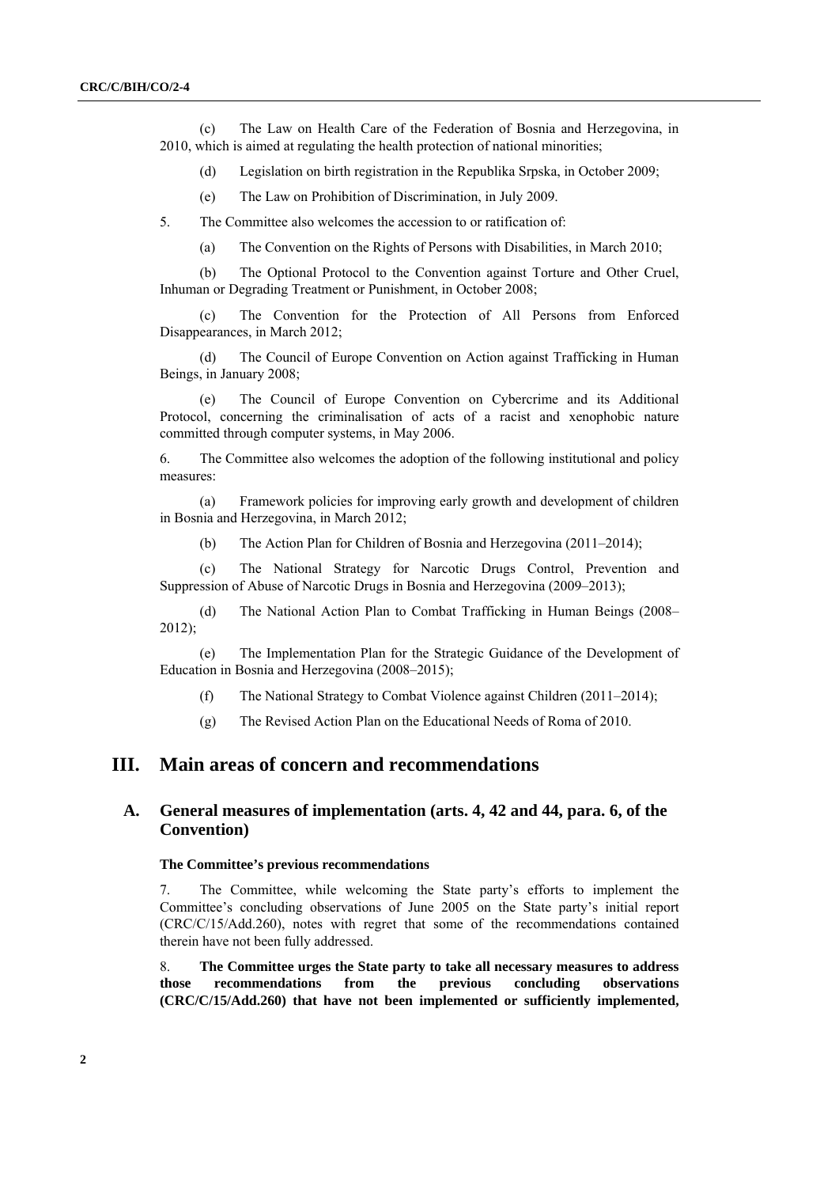(c) The Law on Health Care of the Federation of Bosnia and Herzegovina, in 2010, which is aimed at regulating the health protection of national minorities;

(d) Legislation on birth registration in the Republika Srpska, in October 2009;

(e) The Law on Prohibition of Discrimination, in July 2009.

5. The Committee also welcomes the accession to or ratification of:

(a) The Convention on the Rights of Persons with Disabilities, in March 2010;

(b) The Optional Protocol to the Convention against Torture and Other Cruel, Inhuman or Degrading Treatment or Punishment, in October 2008;

(c) The Convention for the Protection of All Persons from Enforced Disappearances, in March 2012;

(d) The Council of Europe Convention on Action against Trafficking in Human Beings, in January 2008;

(e) The Council of Europe Convention on Cybercrime and its Additional Protocol, concerning the criminalisation of acts of a racist and xenophobic nature committed through computer systems, in May 2006.

6. The Committee also welcomes the adoption of the following institutional and policy measures:

(a) Framework policies for improving early growth and development of children in Bosnia and Herzegovina, in March 2012;

(b) The Action Plan for Children of Bosnia and Herzegovina (2011–2014);

(c) The National Strategy for Narcotic Drugs Control, Prevention and Suppression of Abuse of Narcotic Drugs in Bosnia and Herzegovina (2009–2013);

(d) The National Action Plan to Combat Trafficking in Human Beings (2008–2012);

(e) The Implementation Plan for the Strategic Guidance of the Development of Education in Bosnia and Herzegovina (2008–2015);

(f) The National Strategy to Combat Violence against Children (2011–2014);

(g) The Revised Action Plan on the Educational Needs of Roma of 2010.

# III. Main areas of concern and recommendations

## A. General measures of implementation (arts. 4, 42 and 44, para. 6, of the Convention)

#### The Committee's previous recommendations

7. The Committee, while welcoming the State party's efforts to implement the Committee's concluding observations of June 2005 on the State party's initial report (CRC/C/15/Add.260), notes with regret that some of the recommendations contained therein have not been fully addressed.

8. **The Committee urges the State party to take all necessary measures to address those recommendations from the previous concluding observations (CRC/C/15/Add.260) that have not been implemented or sufficiently implemented,**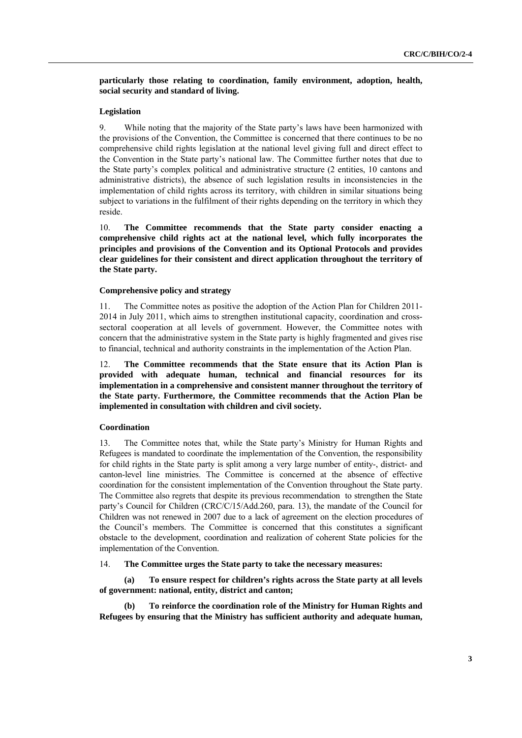**particularly those relating to coordination, family environment, adoption, health, social security and standard of living.**

### Legislation

9. While noting that the majority of the State party's laws have been harmonized with the provisions of the Convention, the Committee is concerned that there continues to be no comprehensive child rights legislation at the national level giving full and direct effect to the Convention in the State party's national law. The Committee further notes that due to the State party's complex political and administrative structure (2 entities, 10 cantons and administrative districts), the absence of such legislation results in inconsistencies in the implementation of child rights across its territory, with children in similar situations being subject to variations in the fulfilment of their rights depending on the territory in which they reside.

10. **The Committee recommends that the State party consider enacting a comprehensive child rights act at the national level, which fully incorporates the principles and provisions of the Convention and its Optional Protocols and provides clear guidelines for their consistent and direct application throughout the territory of the State party.**

### Comprehensive policy and strategy

11. The Committee notes as positive the adoption of the Action Plan for Children 2011-2014 in July 2011, which aims to strengthen institutional capacity, coordination and cross-sectoral cooperation at all levels of government. However, the Committee notes with concern that the administrative system in the State party is highly fragmented and gives rise to financial, technical and authority constraints in the implementation of the Action Plan.

12. **The Committee recommends that the State ensure that its Action Plan is provided with adequate human, technical and financial resources for its implementation in a comprehensive and consistent manner throughout the territory of the State party. Furthermore, the Committee recommends that the Action Plan be implemented in consultation with children and civil society.**

### Coordination

13. The Committee notes that, while the State party's Ministry for Human Rights and Refugees is mandated to coordinate the implementation of the Convention, the responsibility for child rights in the State party is split among a very large number of entity-, district- and canton-level line ministries. The Committee is concerned at the absence of effective coordination for the consistent implementation of the Convention throughout the State party. The Committee also regrets that despite its previous recommendation to strengthen the State party's Council for Children (CRC/C/15/Add.260, para. 13), the mandate of the Council for Children was not renewed in 2007 due to a lack of agreement on the election procedures of the Council's members. The Committee is concerned that this constitutes a significant obstacle to the development, coordination and realization of coherent State policies for the implementation of the Convention.

14. **The Committee urges the State party to take the necessary measures:**

**(a) To ensure respect for children's rights across the State party at all levels of government: national, entity, district and canton;**

**(b) To reinforce the coordination role of the Ministry for Human Rights and Refugees by ensuring that the Ministry has sufficient authority and adequate human,**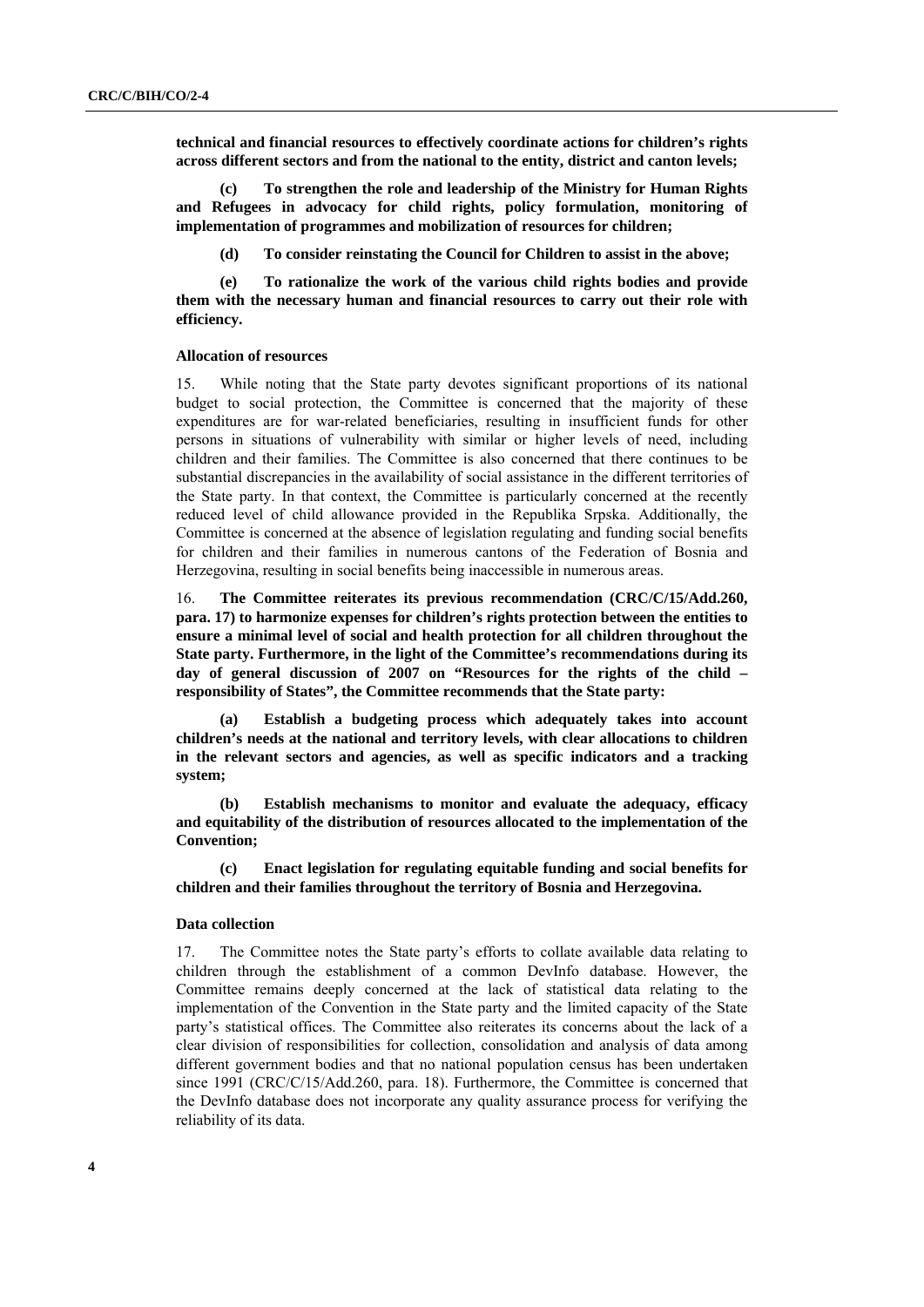**technical and financial resources to effectively coordinate actions for children's rights across different sectors and from the national to the entity, district and canton levels;**

**(c) To strengthen the role and leadership of the Ministry for Human Rights and Refugees in advocacy for child rights, policy formulation, monitoring of implementation of programmes and mobilization of resources for children;**

**(d) To consider reinstating the Council for Children to assist in the above;**

**(e) To rationalize the work of the various child rights bodies and provide them with the necessary human and financial resources to carry out their role with efficiency.**

#### Allocation of resources

15. While noting that the State party devotes significant proportions of its national budget to social protection, the Committee is concerned that the majority of these expenditures are for war-related beneficiaries, resulting in insufficient funds for other persons in situations of vulnerability with similar or higher levels of need, including children and their families. The Committee is also concerned that there continues to be substantial discrepancies in the availability of social assistance in the different territories of the State party. In that context, the Committee is particularly concerned at the recently reduced level of child allowance provided in the Republika Srpska. Additionally, the Committee is concerned at the absence of legislation regulating and funding social benefits for children and their families in numerous cantons of the Federation of Bosnia and Herzegovina, resulting in social benefits being inaccessible in numerous areas.

16. **The Committee reiterates its previous recommendation (CRC/C/15/Add.260, para. 17) to harmonize expenses for children's rights protection between the entities to ensure a minimal level of social and health protection for all children throughout the State party. Furthermore, in the light of the Committee's recommendations during its day of general discussion of 2007 on "Resources for the rights of the child – responsibility of States", the Committee recommends that the State party:**

**(a) Establish a budgeting process which adequately takes into account children's needs at the national and territory levels, with clear allocations to children in the relevant sectors and agencies, as well as specific indicators and a tracking system;**

**(b) Establish mechanisms to monitor and evaluate the adequacy, efficacy and equitability of the distribution of resources allocated to the implementation of the Convention;**

**(c) Enact legislation for regulating equitable funding and social benefits for children and their families throughout the territory of Bosnia and Herzegovina.**

#### Data collection

17. The Committee notes the State party's efforts to collate available data relating to children through the establishment of a common DevInfo database. However, the Committee remains deeply concerned at the lack of statistical data relating to the implementation of the Convention in the State party and the limited capacity of the State party's statistical offices. The Committee also reiterates its concerns about the lack of a clear division of responsibilities for collection, consolidation and analysis of data among different government bodies and that no national population census has been undertaken since 1991 (CRC/C/15/Add.260, para. 18). Furthermore, the Committee is concerned that the DevInfo database does not incorporate any quality assurance process for verifying the reliability of its data.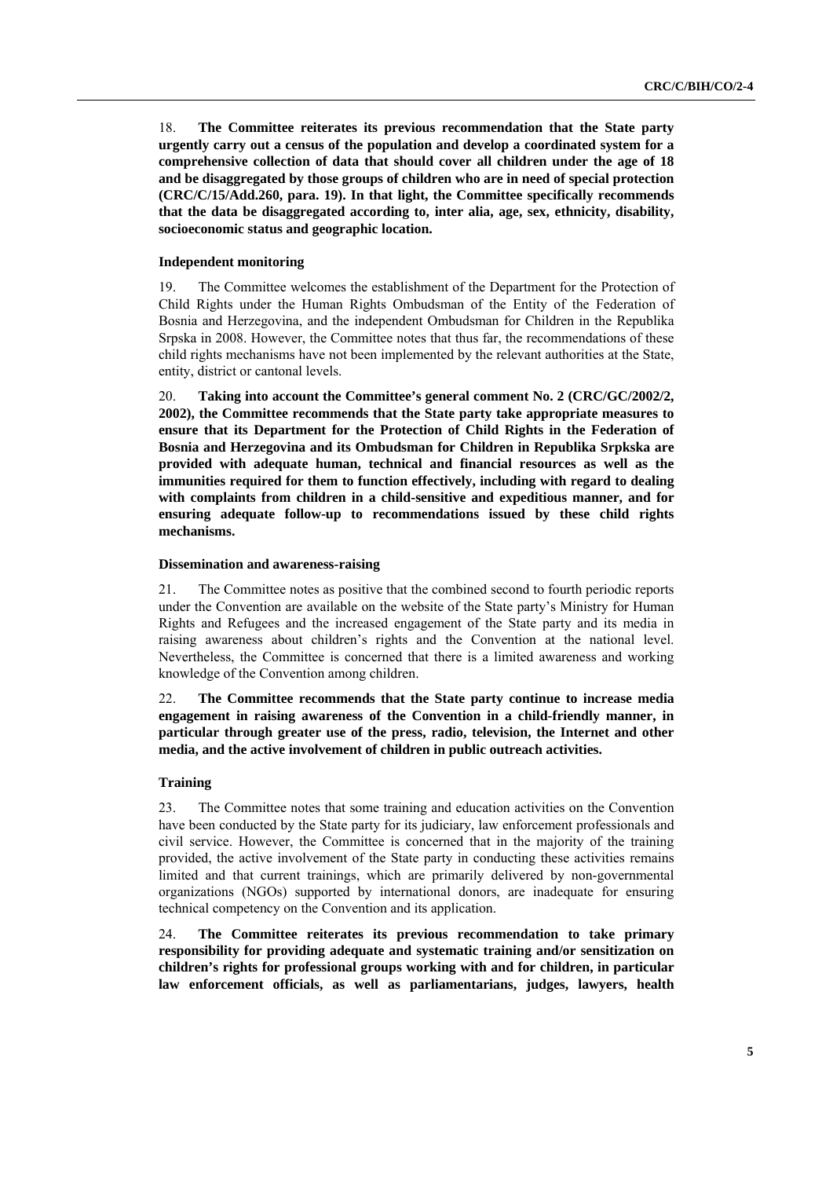18. **The Committee reiterates its previous recommendation that the State party urgently carry out a census of the population and develop a coordinated system for a comprehensive collection of data that should cover all children under the age of 18 and be disaggregated by those groups of children who are in need of special protection (CRC/C/15/Add.260, para. 19). In that light, the Committee specifically recommends that the data be disaggregated according to, inter alia, age, sex, ethnicity, disability, socioeconomic status and geographic location.**

#### Independent monitoring

19. The Committee welcomes the establishment of the Department for the Protection of Child Rights under the Human Rights Ombudsman of the Entity of the Federation of Bosnia and Herzegovina, and the independent Ombudsman for Children in the Republika Srpska in 2008. However, the Committee notes that thus far, the recommendations of these child rights mechanisms have not been implemented by the relevant authorities at the State, entity, district or cantonal levels.

20. **Taking into account the Committee's general comment No. 2 (CRC/GC/2002/2, 2002), the Committee recommends that the State party take appropriate measures to ensure that its Department for the Protection of Child Rights in the Federation of Bosnia and Herzegovina and its Ombudsman for Children in Republika Srpkska are provided with adequate human, technical and financial resources as well as the immunities required for them to function effectively, including with regard to dealing with complaints from children in a child-sensitive and expeditious manner, and for ensuring adequate follow-up to recommendations issued by these child rights mechanisms.**

#### Dissemination and awareness-raising

21. The Committee notes as positive that the combined second to fourth periodic reports under the Convention are available on the website of the State party's Ministry for Human Rights and Refugees and the increased engagement of the State party and its media in raising awareness about children's rights and the Convention at the national level. Nevertheless, the Committee is concerned that there is a limited awareness and working knowledge of the Convention among children.

22. **The Committee recommends that the State party continue to increase media engagement in raising awareness of the Convention in a child-friendly manner, in particular through greater use of the press, radio, television, the Internet and other media, and the active involvement of children in public outreach activities.**

#### Training

23. The Committee notes that some training and education activities on the Convention have been conducted by the State party for its judiciary, law enforcement professionals and civil service. However, the Committee is concerned that in the majority of the training provided, the active involvement of the State party in conducting these activities remains limited and that current trainings, which are primarily delivered by non-governmental organizations (NGOs) supported by international donors, are inadequate for ensuring technical competency on the Convention and its application.

24. **The Committee reiterates its previous recommendation to take primary responsibility for providing adequate and systematic training and/or sensitization on children's rights for professional groups working with and for children, in particular law enforcement officials, as well as parliamentarians, judges, lawyers, health**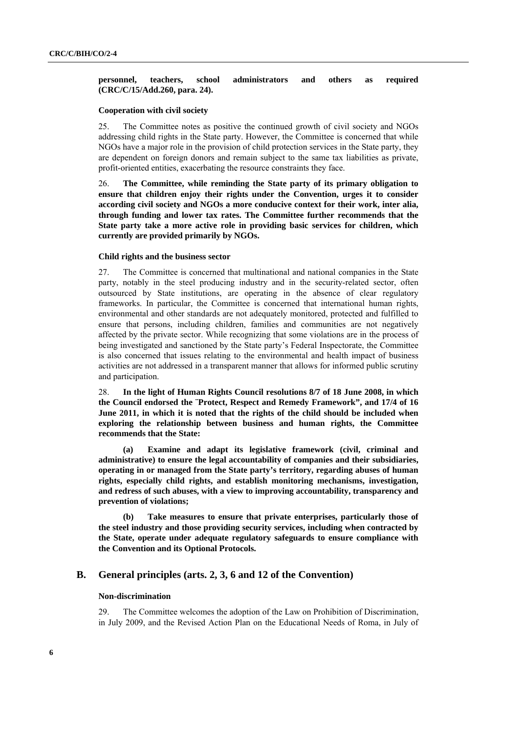**personnel, teachers, school administrators and others as required (CRC/C/15/Add.260, para. 24).**

#### Cooperation with civil society

25. The Committee notes as positive the continued growth of civil society and NGOs addressing child rights in the State party. However, the Committee is concerned that while NGOs have a major role in the provision of child protection services in the State party, they are dependent on foreign donors and remain subject to the same tax liabilities as private, profit-oriented entities, exacerbating the resource constraints they face.

26. **The Committee, while reminding the State party of its primary obligation to ensure that children enjoy their rights under the Convention, urges it to consider according civil society and NGOs a more conducive context for their work, inter alia, through funding and lower tax rates. The Committee further recommends that the State party take a more active role in providing basic services for children, which currently are provided primarily by NGOs.**

#### Child rights and the business sector

27. The Committee is concerned that multinational and national companies in the State party, notably in the steel producing industry and in the security-related sector, often outsourced by State institutions, are operating in the absence of clear regulatory frameworks. In particular, the Committee is concerned that international human rights, environmental and other standards are not adequately monitored, protected and fulfilled to ensure that persons, including children, families and communities are not negatively affected by the private sector. While recognizing that some violations are in the process of being investigated and sanctioned by the State party's Federal Inspectorate, the Committee is also concerned that issues relating to the environmental and health impact of business activities are not addressed in a transparent manner that allows for informed public scrutiny and participation.

28. **In the light of Human Rights Council resolutions 8/7 of 18 June 2008, in which the Council endorsed the ¨Protect, Respect and Remedy Framework", and 17/4 of 16 June 2011, in which it is noted that the rights of the child should be included when exploring the relationship between business and human rights, the Committee recommends that the State:**

**(a) Examine and adapt its legislative framework (civil, criminal and administrative) to ensure the legal accountability of companies and their subsidiaries, operating in or managed from the State party's territory, regarding abuses of human rights, especially child rights, and establish monitoring mechanisms, investigation, and redress of such abuses, with a view to improving accountability, transparency and prevention of violations;**

**(b) Take measures to ensure that private enterprises, particularly those of the steel industry and those providing security services, including when contracted by the State, operate under adequate regulatory safeguards to ensure compliance with the Convention and its Optional Protocols.**

## B. General principles (arts. 2, 3, 6 and 12 of the Convention)

#### Non-discrimination

29. The Committee welcomes the adoption of the Law on Prohibition of Discrimination, in July 2009, and the Revised Action Plan on the Educational Needs of Roma, in July of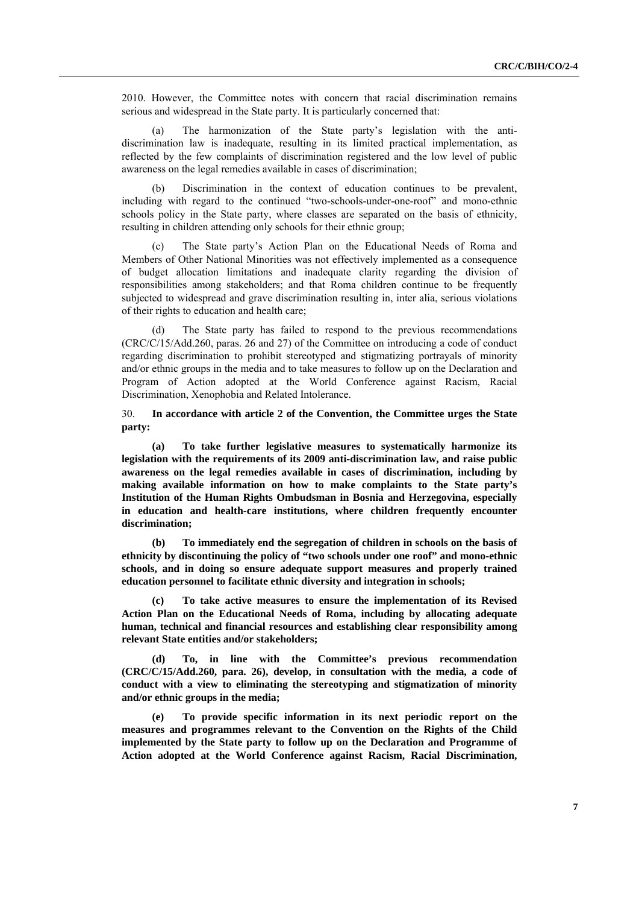2010. However, the Committee notes with concern that racial discrimination remains serious and widespread in the State party. It is particularly concerned that:

(a) The harmonization of the State party's legislation with the anti-discrimination law is inadequate, resulting in its limited practical implementation, as reflected by the few complaints of discrimination registered and the low level of public awareness on the legal remedies available in cases of discrimination;

(b) Discrimination in the context of education continues to be prevalent, including with regard to the continued "two-schools-under-one-roof" and mono-ethnic schools policy in the State party, where classes are separated on the basis of ethnicity, resulting in children attending only schools for their ethnic group;

(c) The State party's Action Plan on the Educational Needs of Roma and Members of Other National Minorities was not effectively implemented as a consequence of budget allocation limitations and inadequate clarity regarding the division of responsibilities among stakeholders; and that Roma children continue to be frequently subjected to widespread and grave discrimination resulting in, inter alia, serious violations of their rights to education and health care;

(d) The State party has failed to respond to the previous recommendations (CRC/C/15/Add.260, paras. 26 and 27) of the Committee on introducing a code of conduct regarding discrimination to prohibit stereotyped and stigmatizing portrayals of minority and/or ethnic groups in the media and to take measures to follow up on the Declaration and Program of Action adopted at the World Conference against Racism, Racial Discrimination, Xenophobia and Related Intolerance.

30. **In accordance with article 2 of the Convention, the Committee urges the State party:**

**(a) To take further legislative measures to systematically harmonize its legislation with the requirements of its 2009 anti-discrimination law, and raise public awareness on the legal remedies available in cases of discrimination, including by making available information on how to make complaints to the State party's Institution of the Human Rights Ombudsman in Bosnia and Herzegovina, especially in education and health-care institutions, where children frequently encounter discrimination;**

**(b) To immediately end the segregation of children in schools on the basis of ethnicity by discontinuing the policy of "two schools under one roof" and mono-ethnic schools, and in doing so ensure adequate support measures and properly trained education personnel to facilitate ethnic diversity and integration in schools;**

**(c) To take active measures to ensure the implementation of its Revised Action Plan on the Educational Needs of Roma, including by allocating adequate human, technical and financial resources and establishing clear responsibility among relevant State entities and/or stakeholders;**

**(d) To, in line with the Committee's previous recommendation (CRC/C/15/Add.260, para. 26), develop, in consultation with the media, a code of conduct with a view to eliminating the stereotyping and stigmatization of minority and/or ethnic groups in the media;**

**(e) To provide specific information in its next periodic report on the measures and programmes relevant to the Convention on the Rights of the Child implemented by the State party to follow up on the Declaration and Programme of Action adopted at the World Conference against Racism, Racial Discrimination,**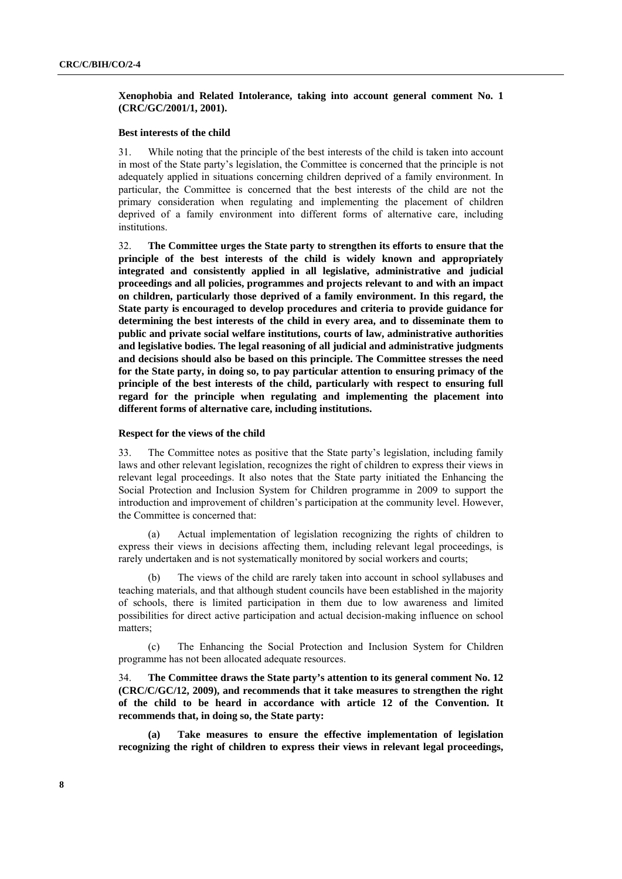**Xenophobia and Related Intolerance, taking into account general comment No. 1 (CRC/GC/2001/1, 2001).**

### Best interests of the child

31. While noting that the principle of the best interests of the child is taken into account in most of the State party's legislation, the Committee is concerned that the principle is not adequately applied in situations concerning children deprived of a family environment. In particular, the Committee is concerned that the best interests of the child are not the primary consideration when regulating and implementing the placement of children deprived of a family environment into different forms of alternative care, including institutions.

32. **The Committee urges the State party to strengthen its efforts to ensure that the principle of the best interests of the child is widely known and appropriately integrated and consistently applied in all legislative, administrative and judicial proceedings and all policies, programmes and projects relevant to and with an impact on children, particularly those deprived of a family environment. In this regard, the State party is encouraged to develop procedures and criteria to provide guidance for determining the best interests of the child in every area, and to disseminate them to public and private social welfare institutions, courts of law, administrative authorities and legislative bodies. The legal reasoning of all judicial and administrative judgments and decisions should also be based on this principle. The Committee stresses the need for the State party, in doing so, to pay particular attention to ensuring primacy of the principle of the best interests of the child, particularly with respect to ensuring full regard for the principle when regulating and implementing the placement into different forms of alternative care, including institutions.**

### Respect for the views of the child

33. The Committee notes as positive that the State party's legislation, including family laws and other relevant legislation, recognizes the right of children to express their views in relevant legal proceedings. It also notes that the State party initiated the Enhancing the Social Protection and Inclusion System for Children programme in 2009 to support the introduction and improvement of children's participation at the community level. However, the Committee is concerned that:

(a) Actual implementation of legislation recognizing the rights of children to express their views in decisions affecting them, including relevant legal proceedings, is rarely undertaken and is not systematically monitored by social workers and courts;

(b) The views of the child are rarely taken into account in school syllabuses and teaching materials, and that although student councils have been established in the majority of schools, there is limited participation in them due to low awareness and limited possibilities for direct active participation and actual decision-making influence on school matters;

(c) The Enhancing the Social Protection and Inclusion System for Children programme has not been allocated adequate resources.

34. **The Committee draws the State party's attention to its general comment No. 12 (CRC/C/GC/12, 2009), and recommends that it take measures to strengthen the right of the child to be heard in accordance with article 12 of the Convention. It recommends that, in doing so, the State party:**

**(a) Take measures to ensure the effective implementation of legislation recognizing the right of children to express their views in relevant legal proceedings,**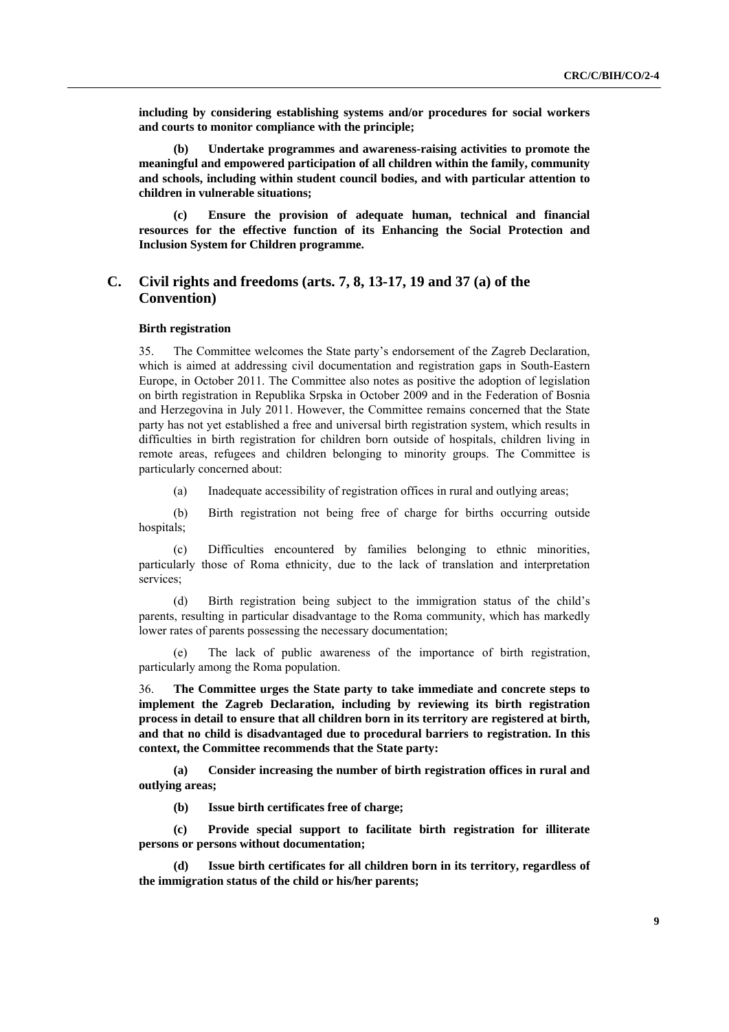**including by considering establishing systems and/or procedures for social workers and courts to monitor compliance with the principle;**

**(b) Undertake programmes and awareness-raising activities to promote the meaningful and empowered participation of all children within the family, community and schools, including within student council bodies, and with particular attention to children in vulnerable situations;**

**(c) Ensure the provision of adequate human, technical and financial resources for the effective function of its Enhancing the Social Protection and Inclusion System for Children programme.**

## C. Civil rights and freedoms (arts. 7, 8, 13-17, 19 and 37 (a) of the Convention)

### Birth registration

35. The Committee welcomes the State party's endorsement of the Zagreb Declaration, which is aimed at addressing civil documentation and registration gaps in South-Eastern Europe, in October 2011. The Committee also notes as positive the adoption of legislation on birth registration in Republika Srpska in October 2009 and in the Federation of Bosnia and Herzegovina in July 2011. However, the Committee remains concerned that the State party has not yet established a free and universal birth registration system, which results in difficulties in birth registration for children born outside of hospitals, children living in remote areas, refugees and children belonging to minority groups. The Committee is particularly concerned about:

(a) Inadequate accessibility of registration offices in rural and outlying areas;

(b) Birth registration not being free of charge for births occurring outside hospitals;

(c) Difficulties encountered by families belonging to ethnic minorities, particularly those of Roma ethnicity, due to the lack of translation and interpretation services;

(d) Birth registration being subject to the immigration status of the child's parents, resulting in particular disadvantage to the Roma community, which has markedly lower rates of parents possessing the necessary documentation;

(e) The lack of public awareness of the importance of birth registration, particularly among the Roma population.

36. **The Committee urges the State party to take immediate and concrete steps to implement the Zagreb Declaration, including by reviewing its birth registration process in detail to ensure that all children born in its territory are registered at birth, and that no child is disadvantaged due to procedural barriers to registration. In this context, the Committee recommends that the State party:**

**(a) Consider increasing the number of birth registration offices in rural and outlying areas;**

**(b) Issue birth certificates free of charge;**

**(c) Provide special support to facilitate birth registration for illiterate persons or persons without documentation;**

**(d) Issue birth certificates for all children born in its territory, regardless of the immigration status of the child or his/her parents;**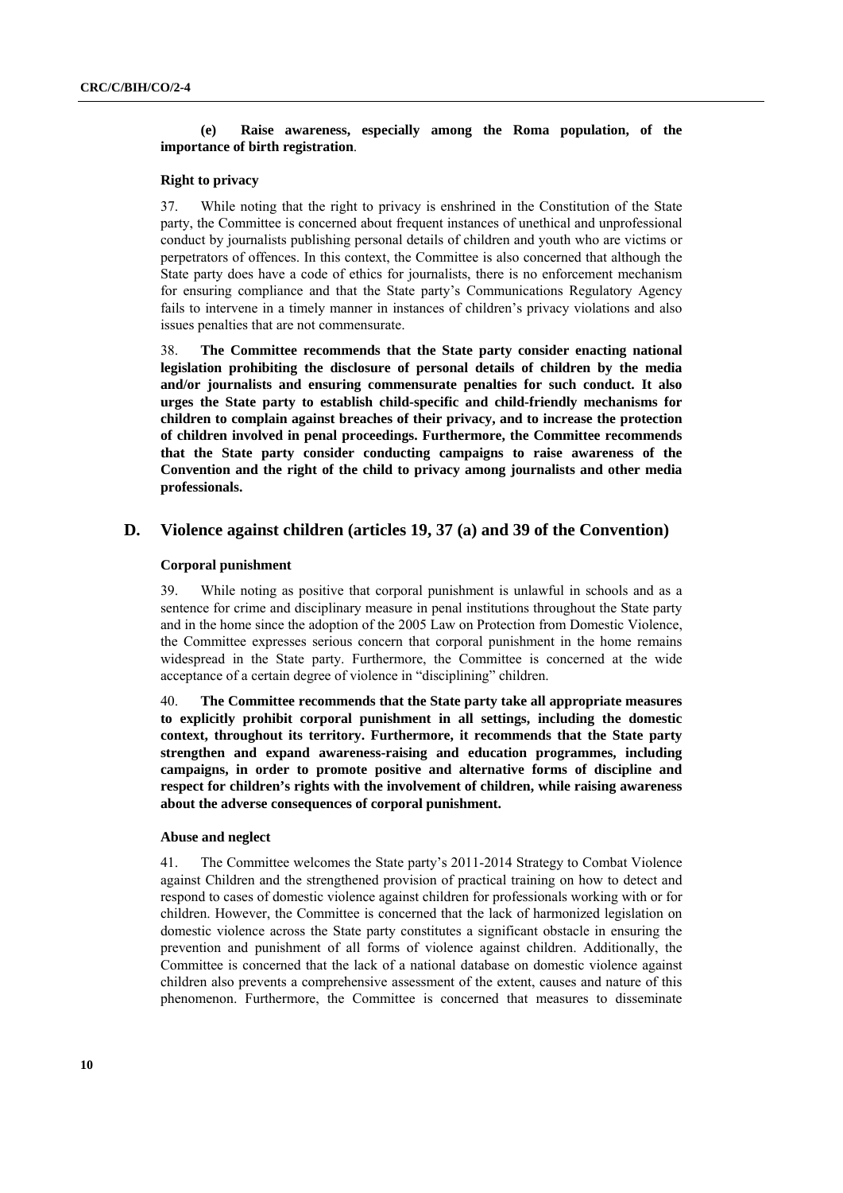**(e) Raise awareness, especially among the Roma population, of the importance of birth registration**.

#### Right to privacy

37. While noting that the right to privacy is enshrined in the Constitution of the State party, the Committee is concerned about frequent instances of unethical and unprofessional conduct by journalists publishing personal details of children and youth who are victims or perpetrators of offences. In this context, the Committee is also concerned that although the State party does have a code of ethics for journalists, there is no enforcement mechanism for ensuring compliance and that the State party's Communications Regulatory Agency fails to intervene in a timely manner in instances of children's privacy violations and also issues penalties that are not commensurate.

38. **The Committee recommends that the State party consider enacting national legislation prohibiting the disclosure of personal details of children by the media and/or journalists and ensuring commensurate penalties for such conduct. It also urges the State party to establish child-specific and child-friendly mechanisms for children to complain against breaches of their privacy, and to increase the protection of children involved in penal proceedings. Furthermore, the Committee recommends that the State party consider conducting campaigns to raise awareness of the Convention and the right of the child to privacy among journalists and other media professionals.**

## D. Violence against children (articles 19, 37 (a) and 39 of the Convention)

#### Corporal punishment

39. While noting as positive that corporal punishment is unlawful in schools and as a sentence for crime and disciplinary measure in penal institutions throughout the State party and in the home since the adoption of the 2005 Law on Protection from Domestic Violence, the Committee expresses serious concern that corporal punishment in the home remains widespread in the State party. Furthermore, the Committee is concerned at the wide acceptance of a certain degree of violence in "disciplining" children.

40. **The Committee recommends that the State party take all appropriate measures to explicitly prohibit corporal punishment in all settings, including the domestic context, throughout its territory. Furthermore, it recommends that the State party strengthen and expand awareness-raising and education programmes, including campaigns, in order to promote positive and alternative forms of discipline and respect for children's rights with the involvement of children, while raising awareness about the adverse consequences of corporal punishment.**

#### Abuse and neglect

41. The Committee welcomes the State party's 2011-2014 Strategy to Combat Violence against Children and the strengthened provision of practical training on how to detect and respond to cases of domestic violence against children for professionals working with or for children. However, the Committee is concerned that the lack of harmonized legislation on domestic violence across the State party constitutes a significant obstacle in ensuring the prevention and punishment of all forms of violence against children. Additionally, the Committee is concerned that the lack of a national database on domestic violence against children also prevents a comprehensive assessment of the extent, causes and nature of this phenomenon. Furthermore, the Committee is concerned that measures to disseminate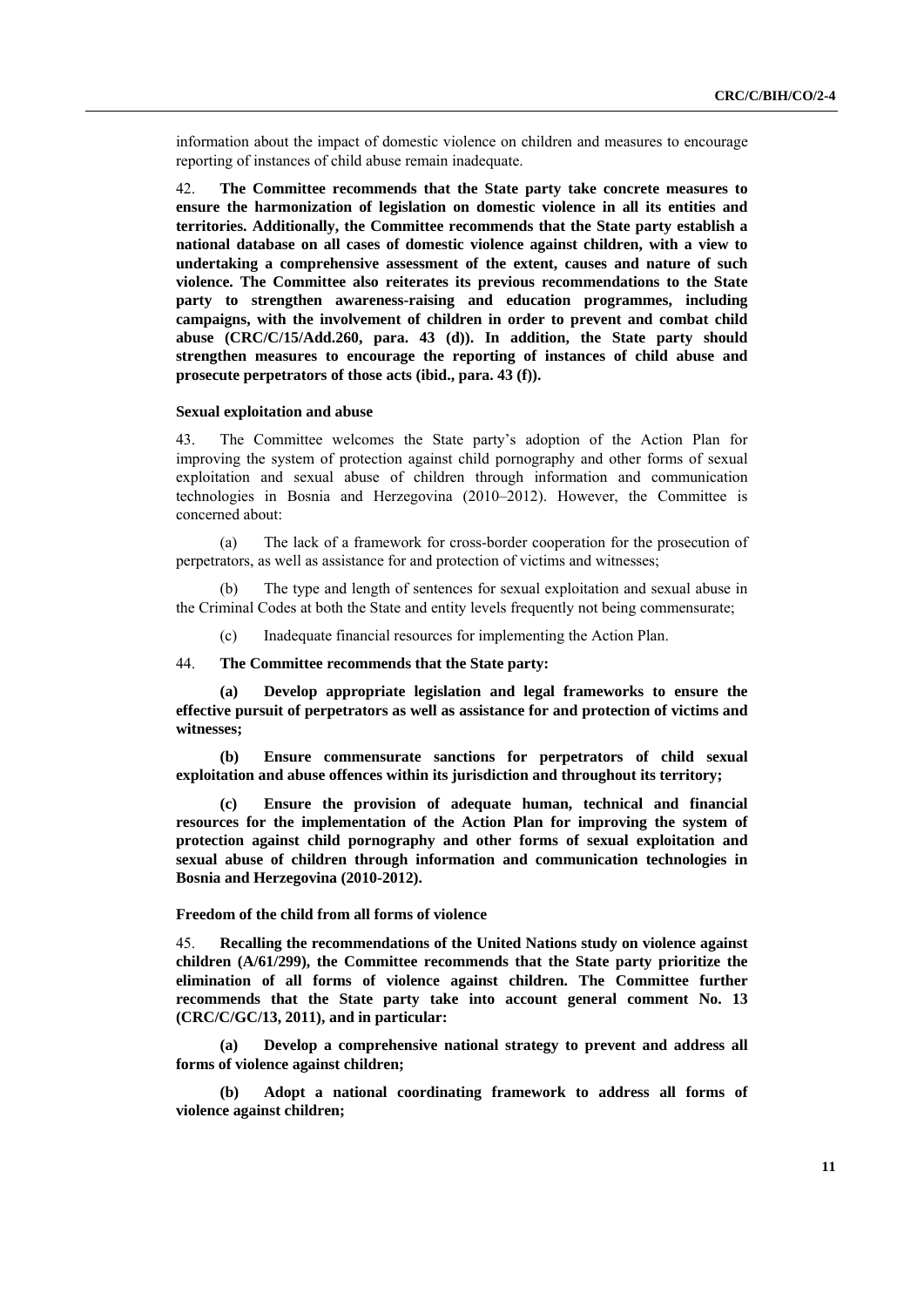information about the impact of domestic violence on children and measures to encourage reporting of instances of child abuse remain inadequate.

42. **The Committee recommends that the State party take concrete measures to ensure the harmonization of legislation on domestic violence in all its entities and territories. Additionally, the Committee recommends that the State party establish a national database on all cases of domestic violence against children, with a view to undertaking a comprehensive assessment of the extent, causes and nature of such violence. The Committee also reiterates its previous recommendations to the State party to strengthen awareness-raising and education programmes, including campaigns, with the involvement of children in order to prevent and combat child abuse (CRC/C/15/Add.260, para. 43 (d)). In addition, the State party should strengthen measures to encourage the reporting of instances of child abuse and prosecute perpetrators of those acts (ibid., para. 43 (f)).**

#### Sexual exploitation and abuse

43. The Committee welcomes the State party's adoption of the Action Plan for improving the system of protection against child pornography and other forms of sexual exploitation and sexual abuse of children through information and communication technologies in Bosnia and Herzegovina (2010–2012). However, the Committee is concerned about:

(a) The lack of a framework for cross-border cooperation for the prosecution of perpetrators, as well as assistance for and protection of victims and witnesses;

(b) The type and length of sentences for sexual exploitation and sexual abuse in the Criminal Codes at both the State and entity levels frequently not being commensurate;

(c) Inadequate financial resources for implementing the Action Plan.

44. **The Committee recommends that the State party:**

**(a) Develop appropriate legislation and legal frameworks to ensure the effective pursuit of perpetrators as well as assistance for and protection of victims and witnesses;**

**(b) Ensure commensurate sanctions for perpetrators of child sexual exploitation and abuse offences within its jurisdiction and throughout its territory;**

**(c) Ensure the provision of adequate human, technical and financial resources for the implementation of the Action Plan for improving the system of protection against child pornography and other forms of sexual exploitation and sexual abuse of children through information and communication technologies in Bosnia and Herzegovina (2010-2012).**

#### Freedom of the child from all forms of violence

45. **Recalling the recommendations of the United Nations study on violence against children (A/61/299), the Committee recommends that the State party prioritize the elimination of all forms of violence against children. The Committee further recommends that the State party take into account general comment No. 13 (CRC/C/GC/13, 2011), and in particular:**

**(a) Develop a comprehensive national strategy to prevent and address all forms of violence against children;**

**(b) Adopt a national coordinating framework to address all forms of violence against children;**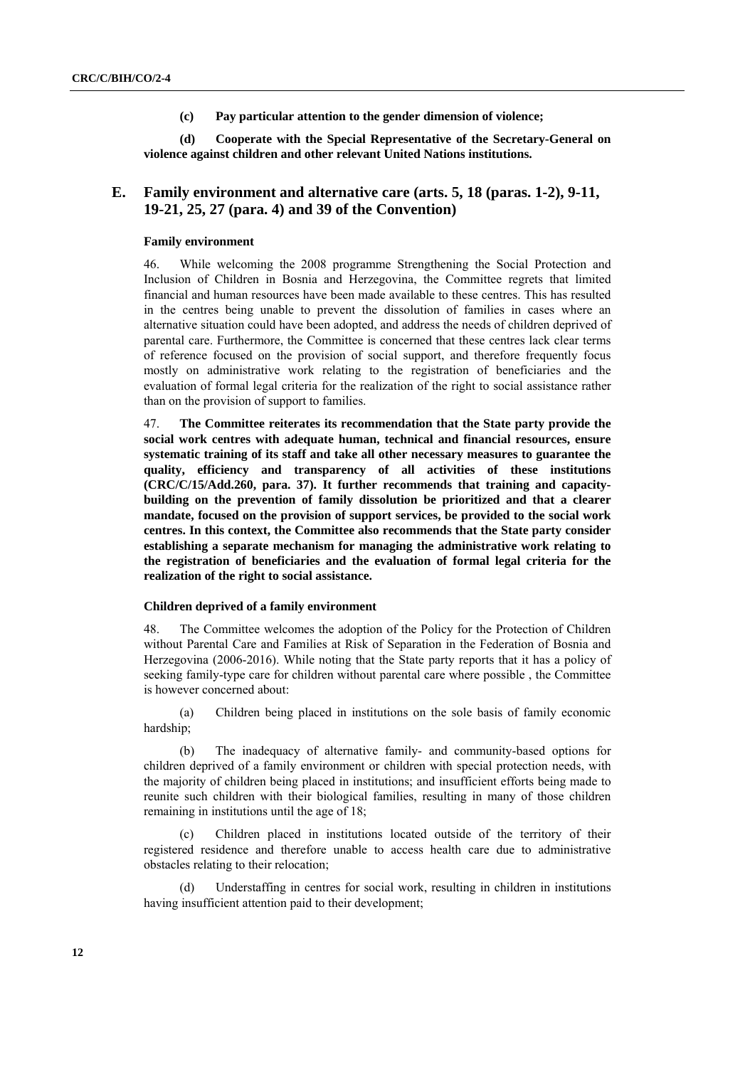**(c) Pay particular attention to the gender dimension of violence;**

**(d) Cooperate with the Special Representative of the Secretary-General on violence against children and other relevant United Nations institutions.**

## E. Family environment and alternative care (arts. 5, 18 (paras. 1-2), 9-11, 19-21, 25, 27 (para. 4) and 39 of the Convention)

### Family environment

46. While welcoming the 2008 programme Strengthening the Social Protection and Inclusion of Children in Bosnia and Herzegovina, the Committee regrets that limited financial and human resources have been made available to these centres. This has resulted in the centres being unable to prevent the dissolution of families in cases where an alternative situation could have been adopted, and address the needs of children deprived of parental care. Furthermore, the Committee is concerned that these centres lack clear terms of reference focused on the provision of social support, and therefore frequently focus mostly on administrative work relating to the registration of beneficiaries and the evaluation of formal legal criteria for the realization of the right to social assistance rather than on the provision of support to families.

47. **The Committee reiterates its recommendation that the State party provide the social work centres with adequate human, technical and financial resources, ensure systematic training of its staff and take all other necessary measures to guarantee the quality, efficiency and transparency of all activities of these institutions (CRC/C/15/Add.260, para. 37). It further recommends that training and capacity-building on the prevention of family dissolution be prioritized and that a clearer mandate, focused on the provision of support services, be provided to the social work centres. In this context, the Committee also recommends that the State party consider establishing a separate mechanism for managing the administrative work relating to the registration of beneficiaries and the evaluation of formal legal criteria for the realization of the right to social assistance.**

### Children deprived of a family environment

48. The Committee welcomes the adoption of the Policy for the Protection of Children without Parental Care and Families at Risk of Separation in the Federation of Bosnia and Herzegovina (2006-2016). While noting that the State party reports that it has a policy of seeking family-type care for children without parental care where possible , the Committee is however concerned about:

(a) Children being placed in institutions on the sole basis of family economic hardship;

(b) The inadequacy of alternative family- and community-based options for children deprived of a family environment or children with special protection needs, with the majority of children being placed in institutions; and insufficient efforts being made to reunite such children with their biological families, resulting in many of those children remaining in institutions until the age of 18;

(c) Children placed in institutions located outside of the territory of their registered residence and therefore unable to access health care due to administrative obstacles relating to their relocation;

(d) Understaffing in centres for social work, resulting in children in institutions having insufficient attention paid to their development;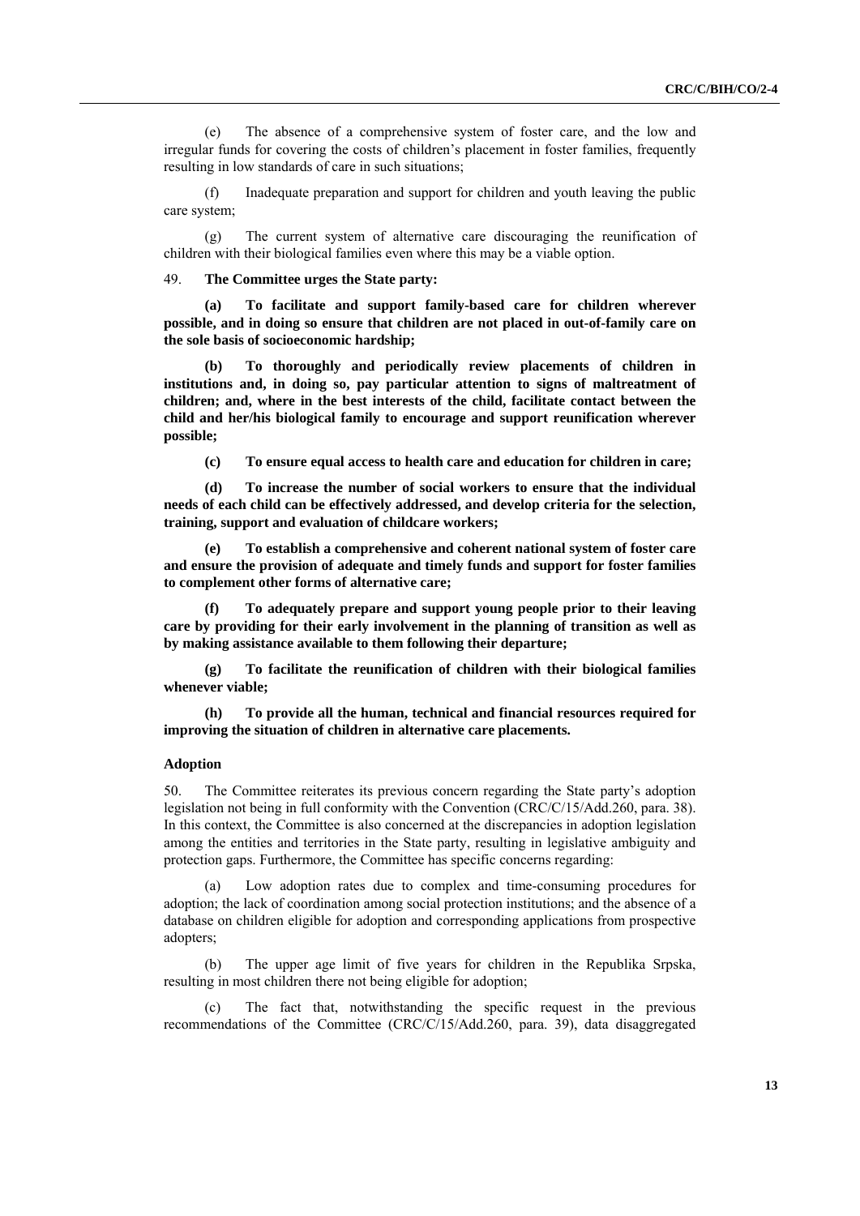(e) The absence of a comprehensive system of foster care, and the low and irregular funds for covering the costs of children's placement in foster families, frequently resulting in low standards of care in such situations;

(f) Inadequate preparation and support for children and youth leaving the public care system;

(g) The current system of alternative care discouraging the reunification of children with their biological families even where this may be a viable option.

49. **The Committee urges the State party:**

**(a) To facilitate and support family-based care for children wherever possible, and in doing so ensure that children are not placed in out-of-family care on the sole basis of socioeconomic hardship;**

**(b) To thoroughly and periodically review placements of children in institutions and, in doing so, pay particular attention to signs of maltreatment of children; and, where in the best interests of the child, facilitate contact between the child and her/his biological family to encourage and support reunification wherever possible;**

**(c) To ensure equal access to health care and education for children in care;**

**(d) To increase the number of social workers to ensure that the individual needs of each child can be effectively addressed, and develop criteria for the selection, training, support and evaluation of childcare workers;**

**(e) To establish a comprehensive and coherent national system of foster care and ensure the provision of adequate and timely funds and support for foster families to complement other forms of alternative care;**

**(f) To adequately prepare and support young people prior to their leaving care by providing for their early involvement in the planning of transition as well as by making assistance available to them following their departure;**

**(g) To facilitate the reunification of children with their biological families whenever viable;**

**(h) To provide all the human, technical and financial resources required for improving the situation of children in alternative care placements.**

### Adoption

50. The Committee reiterates its previous concern regarding the State party's adoption legislation not being in full conformity with the Convention (CRC/C/15/Add.260, para. 38). In this context, the Committee is also concerned at the discrepancies in adoption legislation among the entities and territories in the State party, resulting in legislative ambiguity and protection gaps. Furthermore, the Committee has specific concerns regarding:

(a) Low adoption rates due to complex and time-consuming procedures for adoption; the lack of coordination among social protection institutions; and the absence of a database on children eligible for adoption and corresponding applications from prospective adopters;

(b) The upper age limit of five years for children in the Republika Srpska, resulting in most children there not being eligible for adoption;

(c) The fact that, notwithstanding the specific request in the previous recommendations of the Committee (CRC/C/15/Add.260, para. 39), data disaggregated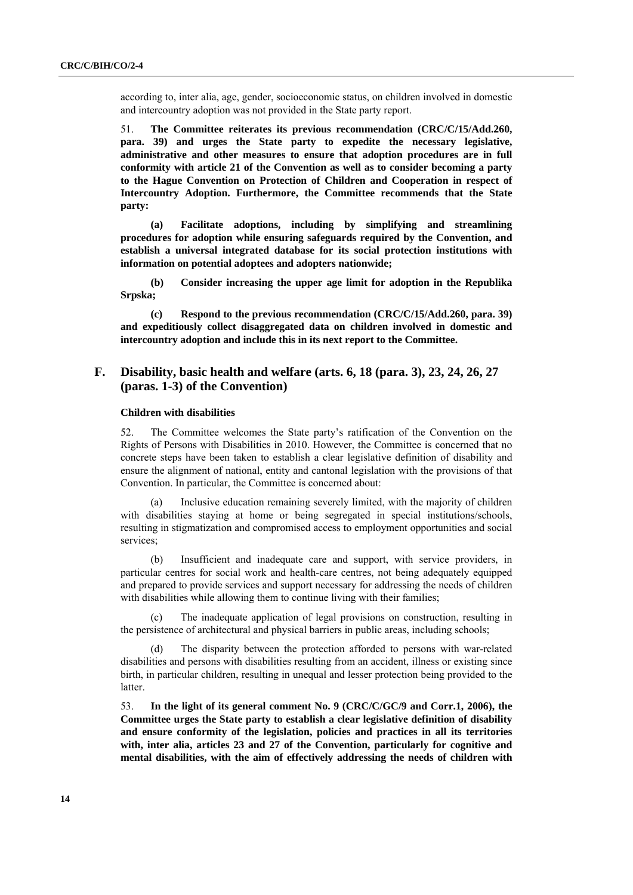according to, inter alia, age, gender, socioeconomic status, on children involved in domestic and intercountry adoption was not provided in the State party report.

51. **The Committee reiterates its previous recommendation (CRC/C/15/Add.260, para. 39) and urges the State party to expedite the necessary legislative, administrative and other measures to ensure that adoption procedures are in full conformity with article 21 of the Convention as well as to consider becoming a party to the Hague Convention on Protection of Children and Cooperation in respect of Intercountry Adoption. Furthermore, the Committee recommends that the State party:**

**(a) Facilitate adoptions, including by simplifying and streamlining procedures for adoption while ensuring safeguards required by the Convention, and establish a universal integrated database for its social protection institutions with information on potential adoptees and adopters nationwide;**

**(b) Consider increasing the upper age limit for adoption in the Republika Srpska;**

**(c) Respond to the previous recommendation (CRC/C/15/Add.260, para. 39) and expeditiously collect disaggregated data on children involved in domestic and intercountry adoption and include this in its next report to the Committee.**

## F. Disability, basic health and welfare (arts. 6, 18 (para. 3), 23, 24, 26, 27 (paras. 1-3) of the Convention)

### Children with disabilities

52. The Committee welcomes the State party's ratification of the Convention on the Rights of Persons with Disabilities in 2010. However, the Committee is concerned that no concrete steps have been taken to establish a clear legislative definition of disability and ensure the alignment of national, entity and cantonal legislation with the provisions of that Convention. In particular, the Committee is concerned about:

(a) Inclusive education remaining severely limited, with the majority of children with disabilities staying at home or being segregated in special institutions/schools, resulting in stigmatization and compromised access to employment opportunities and social services;

(b) Insufficient and inadequate care and support, with service providers, in particular centres for social work and health-care centres, not being adequately equipped and prepared to provide services and support necessary for addressing the needs of children with disabilities while allowing them to continue living with their families;

(c) The inadequate application of legal provisions on construction, resulting in the persistence of architectural and physical barriers in public areas, including schools;

(d) The disparity between the protection afforded to persons with war-related disabilities and persons with disabilities resulting from an accident, illness or existing since birth, in particular children, resulting in unequal and lesser protection being provided to the latter.

53. **In the light of its general comment No. 9 (CRC/C/GC/9 and Corr.1, 2006), the Committee urges the State party to establish a clear legislative definition of disability and ensure conformity of the legislation, policies and practices in all its territories with, inter alia, articles 23 and 27 of the Convention, particularly for cognitive and mental disabilities, with the aim of effectively addressing the needs of children with**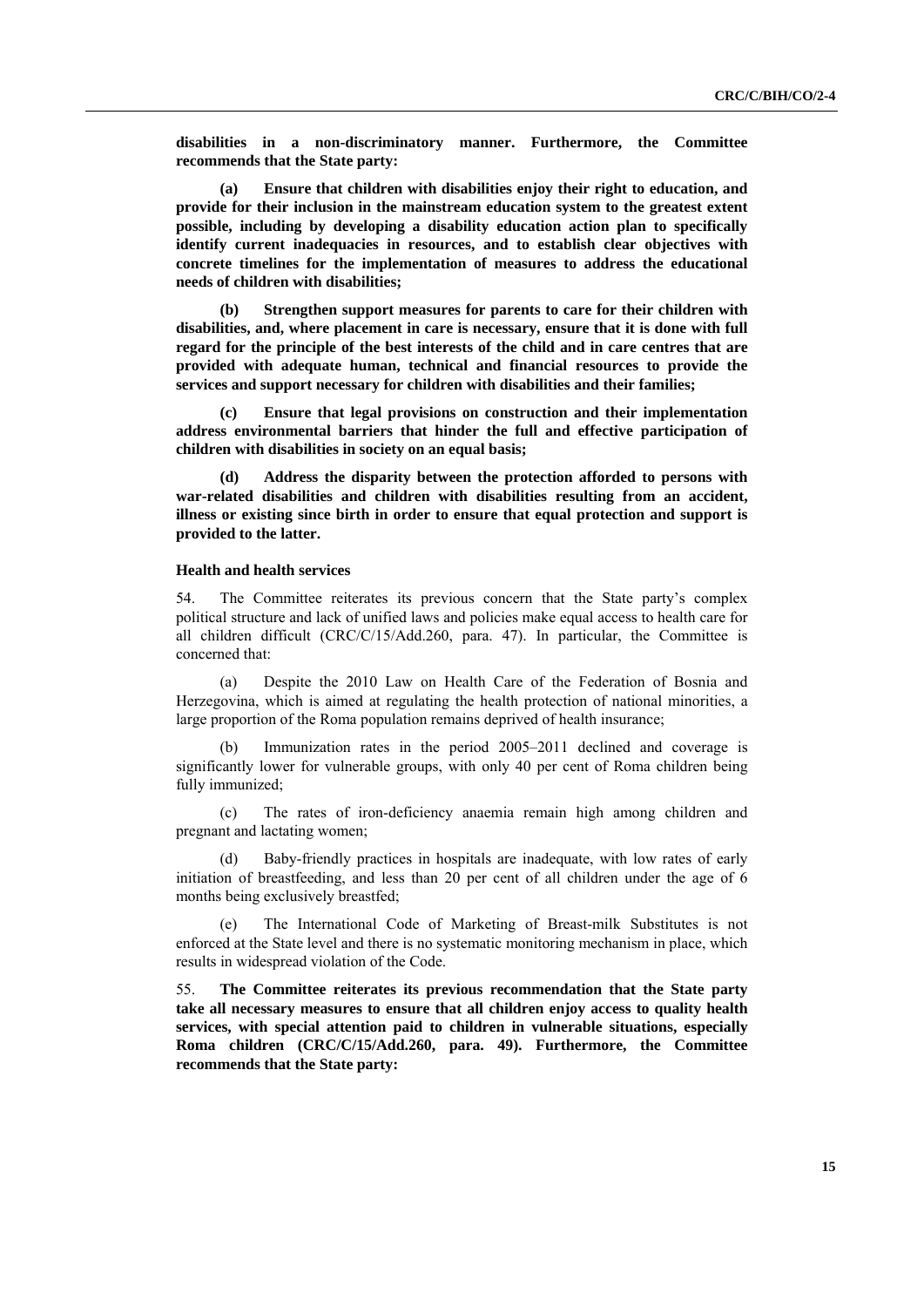**disabilities in a non-discriminatory manner. Furthermore, the Committee recommends that the State party:**

**(a) Ensure that children with disabilities enjoy their right to education, and provide for their inclusion in the mainstream education system to the greatest extent possible, including by developing a disability education action plan to specifically identify current inadequacies in resources, and to establish clear objectives with concrete timelines for the implementation of measures to address the educational needs of children with disabilities;**

**(b) Strengthen support measures for parents to care for their children with disabilities, and, where placement in care is necessary, ensure that it is done with full regard for the principle of the best interests of the child and in care centres that are provided with adequate human, technical and financial resources to provide the services and support necessary for children with disabilities and their families;**

**(c) Ensure that legal provisions on construction and their implementation address environmental barriers that hinder the full and effective participation of children with disabilities in society on an equal basis;**

**(d) Address the disparity between the protection afforded to persons with war-related disabilities and children with disabilities resulting from an accident, illness or existing since birth in order to ensure that equal protection and support is provided to the latter.**

### Health and health services

54. The Committee reiterates its previous concern that the State party's complex political structure and lack of unified laws and policies make equal access to health care for all children difficult (CRC/C/15/Add.260, para. 47). In particular, the Committee is concerned that:

(a) Despite the 2010 Law on Health Care of the Federation of Bosnia and Herzegovina, which is aimed at regulating the health protection of national minorities, a large proportion of the Roma population remains deprived of health insurance;

(b) Immunization rates in the period 2005–2011 declined and coverage is significantly lower for vulnerable groups, with only 40 per cent of Roma children being fully immunized;

(c) The rates of iron-deficiency anaemia remain high among children and pregnant and lactating women;

(d) Baby-friendly practices in hospitals are inadequate, with low rates of early initiation of breastfeeding, and less than 20 per cent of all children under the age of 6 months being exclusively breastfed;

(e) The International Code of Marketing of Breast-milk Substitutes is not enforced at the State level and there is no systematic monitoring mechanism in place, which results in widespread violation of the Code.

55. **The Committee reiterates its previous recommendation that the State party take all necessary measures to ensure that all children enjoy access to quality health services, with special attention paid to children in vulnerable situations, especially Roma children (CRC/C/15/Add.260, para. 49). Furthermore, the Committee recommends that the State party:**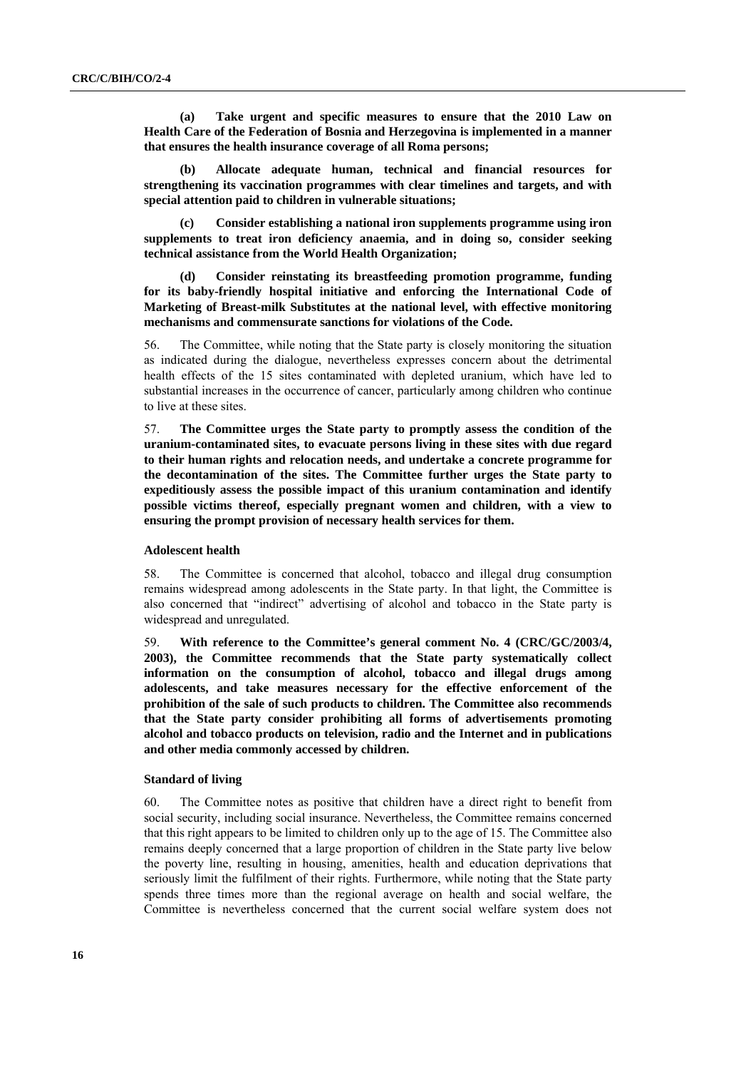**(a) Take urgent and specific measures to ensure that the 2010 Law on Health Care of the Federation of Bosnia and Herzegovina is implemented in a manner that ensures the health insurance coverage of all Roma persons;**

**(b) Allocate adequate human, technical and financial resources for strengthening its vaccination programmes with clear timelines and targets, and with special attention paid to children in vulnerable situations;**

**(c) Consider establishing a national iron supplements programme using iron supplements to treat iron deficiency anaemia, and in doing so, consider seeking technical assistance from the World Health Organization;**

**(d) Consider reinstating its breastfeeding promotion programme, funding for its baby-friendly hospital initiative and enforcing the International Code of Marketing of Breast-milk Substitutes at the national level, with effective monitoring mechanisms and commensurate sanctions for violations of the Code.**

56. The Committee, while noting that the State party is closely monitoring the situation as indicated during the dialogue, nevertheless expresses concern about the detrimental health effects of the 15 sites contaminated with depleted uranium, which have led to substantial increases in the occurrence of cancer, particularly among children who continue to live at these sites.

57. **The Committee urges the State party to promptly assess the condition of the uranium-contaminated sites, to evacuate persons living in these sites with due regard to their human rights and relocation needs, and undertake a concrete programme for the decontamination of the sites. The Committee further urges the State party to expeditiously assess the possible impact of this uranium contamination and identify possible victims thereof, especially pregnant women and children, with a view to ensuring the prompt provision of necessary health services for them.**

#### Adolescent health

58. The Committee is concerned that alcohol, tobacco and illegal drug consumption remains widespread among adolescents in the State party. In that light, the Committee is also concerned that "indirect" advertising of alcohol and tobacco in the State party is widespread and unregulated.

59. **With reference to the Committee's general comment No. 4 (CRC/GC/2003/4, 2003), the Committee recommends that the State party systematically collect information on the consumption of alcohol, tobacco and illegal drugs among adolescents, and take measures necessary for the effective enforcement of the prohibition of the sale of such products to children. The Committee also recommends that the State party consider prohibiting all forms of advertisements promoting alcohol and tobacco products on television, radio and the Internet and in publications and other media commonly accessed by children.**

#### Standard of living

60. The Committee notes as positive that children have a direct right to benefit from social security, including social insurance. Nevertheless, the Committee remains concerned that this right appears to be limited to children only up to the age of 15. The Committee also remains deeply concerned that a large proportion of children in the State party live below the poverty line, resulting in housing, amenities, health and education deprivations that seriously limit the fulfilment of their rights. Furthermore, while noting that the State party spends three times more than the regional average on health and social welfare, the Committee is nevertheless concerned that the current social welfare system does not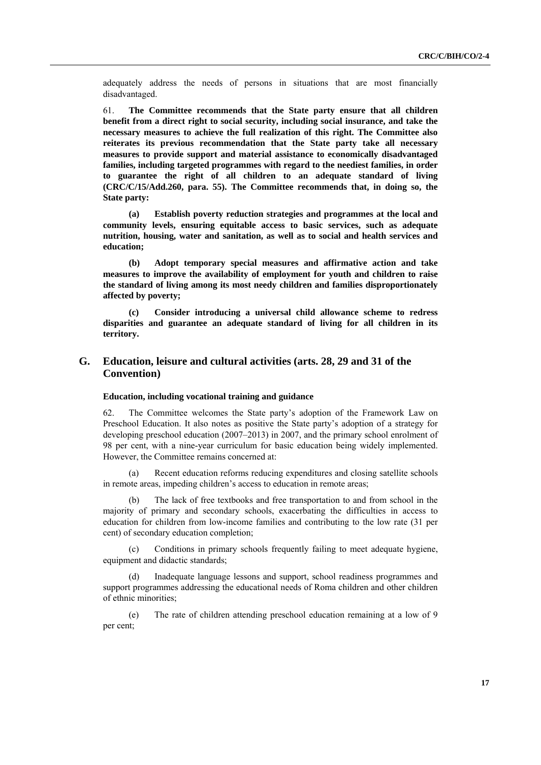adequately address the needs of persons in situations that are most financially disadvantaged.

61. **The Committee recommends that the State party ensure that all children benefit from a direct right to social security, including social insurance, and take the necessary measures to achieve the full realization of this right. The Committee also reiterates its previous recommendation that the State party take all necessary measures to provide support and material assistance to economically disadvantaged families, including targeted programmes with regard to the neediest families, in order to guarantee the right of all children to an adequate standard of living (CRC/C/15/Add.260, para. 55). The Committee recommends that, in doing so, the State party:**

**(a) Establish poverty reduction strategies and programmes at the local and community levels, ensuring equitable access to basic services, such as adequate nutrition, housing, water and sanitation, as well as to social and health services and education;**

**(b) Adopt temporary special measures and affirmative action and take measures to improve the availability of employment for youth and children to raise the standard of living among its most needy children and families disproportionately affected by poverty;**

**(c) Consider introducing a universal child allowance scheme to redress disparities and guarantee an adequate standard of living for all children in its territory.**

## G. Education, leisure and cultural activities (arts. 28, 29 and 31 of the Convention)

### Education, including vocational training and guidance

62. The Committee welcomes the State party's adoption of the Framework Law on Preschool Education. It also notes as positive the State party's adoption of a strategy for developing preschool education (2007–2013) in 2007, and the primary school enrolment of 98 per cent, with a nine-year curriculum for basic education being widely implemented. However, the Committee remains concerned at:

(a) Recent education reforms reducing expenditures and closing satellite schools in remote areas, impeding children's access to education in remote areas;

(b) The lack of free textbooks and free transportation to and from school in the majority of primary and secondary schools, exacerbating the difficulties in access to education for children from low-income families and contributing to the low rate (31 per cent) of secondary education completion;

(c) Conditions in primary schools frequently failing to meet adequate hygiene, equipment and didactic standards;

(d) Inadequate language lessons and support, school readiness programmes and support programmes addressing the educational needs of Roma children and other children of ethnic minorities;

(e) The rate of children attending preschool education remaining at a low of 9 per cent;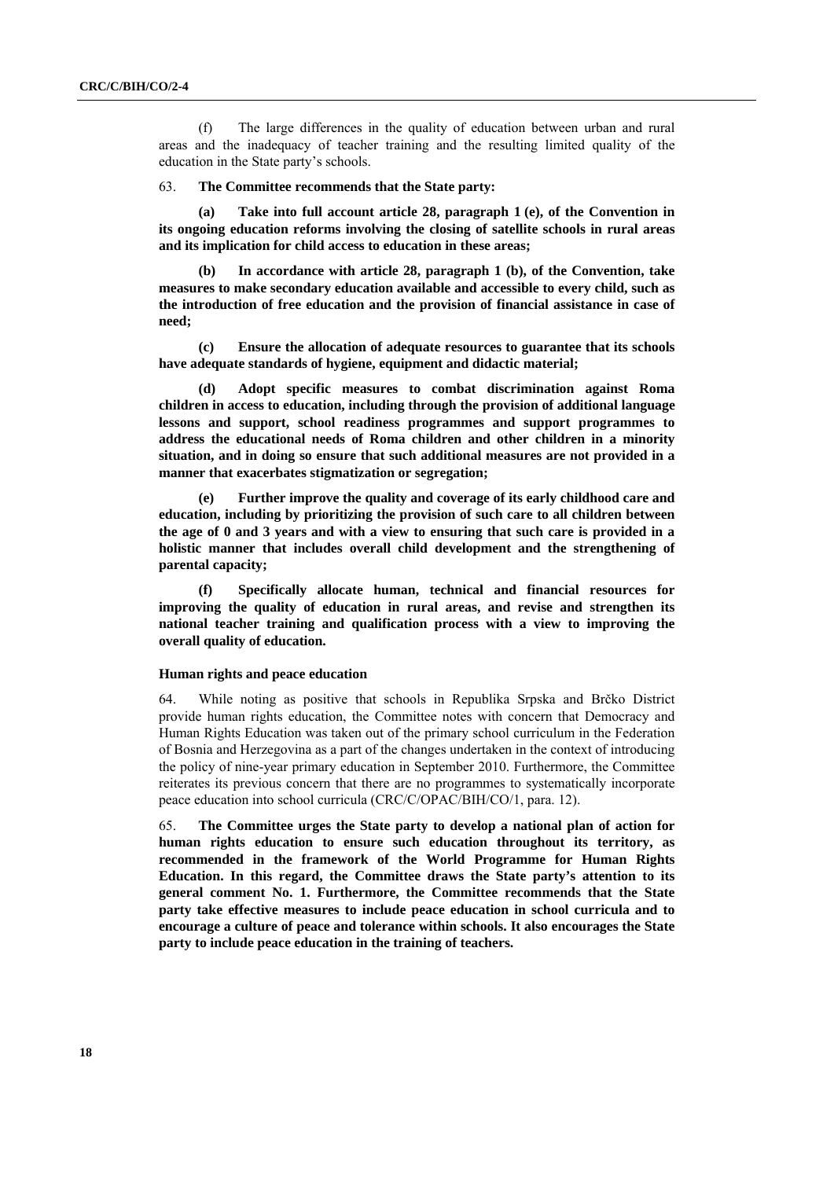(f) The large differences in the quality of education between urban and rural areas and the inadequacy of teacher training and the resulting limited quality of the education in the State party's schools.

63. **The Committee recommends that the State party:**

**(a) Take into full account article 28, paragraph 1 (e), of the Convention in its ongoing education reforms involving the closing of satellite schools in rural areas and its implication for child access to education in these areas;**

**(b) In accordance with article 28, paragraph 1 (b), of the Convention, take measures to make secondary education available and accessible to every child, such as the introduction of free education and the provision of financial assistance in case of need;**

**(c) Ensure the allocation of adequate resources to guarantee that its schools have adequate standards of hygiene, equipment and didactic material;**

**(d) Adopt specific measures to combat discrimination against Roma children in access to education, including through the provision of additional language lessons and support, school readiness programmes and support programmes to address the educational needs of Roma children and other children in a minority situation, and in doing so ensure that such additional measures are not provided in a manner that exacerbates stigmatization or segregation;**

**(e) Further improve the quality and coverage of its early childhood care and education, including by prioritizing the provision of such care to all children between the age of 0 and 3 years and with a view to ensuring that such care is provided in a holistic manner that includes overall child development and the strengthening of parental capacity;**

**(f) Specifically allocate human, technical and financial resources for improving the quality of education in rural areas, and revise and strengthen its national teacher training and qualification process with a view to improving the overall quality of education.**

#### Human rights and peace education

64. While noting as positive that schools in Republika Srpska and Brčko District provide human rights education, the Committee notes with concern that Democracy and Human Rights Education was taken out of the primary school curriculum in the Federation of Bosnia and Herzegovina as a part of the changes undertaken in the context of introducing the policy of nine-year primary education in September 2010. Furthermore, the Committee reiterates its previous concern that there are no programmes to systematically incorporate peace education into school curricula (CRC/C/OPAC/BIH/CO/1, para. 12).

65. **The Committee urges the State party to develop a national plan of action for human rights education to ensure such education throughout its territory, as recommended in the framework of the World Programme for Human Rights Education. In this regard, the Committee draws the State party's attention to its general comment No. 1. Furthermore, the Committee recommends that the State party take effective measures to include peace education in school curricula and to encourage a culture of peace and tolerance within schools. It also encourages the State party to include peace education in the training of teachers.**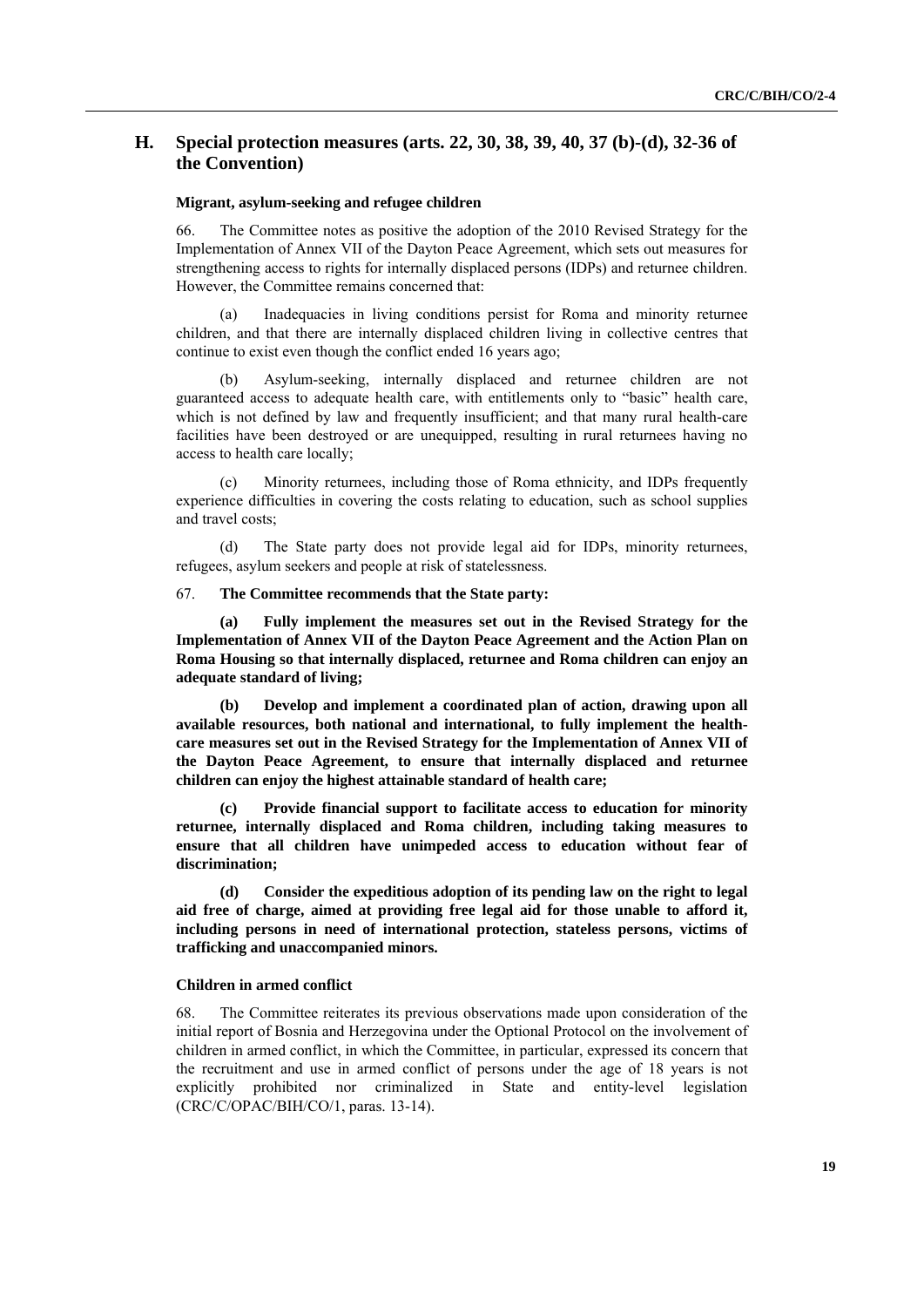## H. Special protection measures (arts. 22, 30, 38, 39, 40, 37 (b)-(d), 32-36 of the Convention)

### Migrant, asylum-seeking and refugee children

66. The Committee notes as positive the adoption of the 2010 Revised Strategy for the Implementation of Annex VII of the Dayton Peace Agreement, which sets out measures for strengthening access to rights for internally displaced persons (IDPs) and returnee children. However, the Committee remains concerned that:

(a) Inadequacies in living conditions persist for Roma and minority returnee children, and that there are internally displaced children living in collective centres that continue to exist even though the conflict ended 16 years ago;

(b) Asylum-seeking, internally displaced and returnee children are not guaranteed access to adequate health care, with entitlements only to "basic" health care, which is not defined by law and frequently insufficient; and that many rural health-care facilities have been destroyed or are unequipped, resulting in rural returnees having no access to health care locally;

(c) Minority returnees, including those of Roma ethnicity, and IDPs frequently experience difficulties in covering the costs relating to education, such as school supplies and travel costs;

(d) The State party does not provide legal aid for IDPs, minority returnees, refugees, asylum seekers and people at risk of statelessness.

67. **The Committee recommends that the State party:**

**(a) Fully implement the measures set out in the Revised Strategy for the Implementation of Annex VII of the Dayton Peace Agreement and the Action Plan on Roma Housing so that internally displaced, returnee and Roma children can enjoy an adequate standard of living;**

**(b) Develop and implement a coordinated plan of action, drawing upon all available resources, both national and international, to fully implement the health-care measures set out in the Revised Strategy for the Implementation of Annex VII of the Dayton Peace Agreement, to ensure that internally displaced and returnee children can enjoy the highest attainable standard of health care;**

**(c) Provide financial support to facilitate access to education for minority returnee, internally displaced and Roma children, including taking measures to ensure that all children have unimpeded access to education without fear of discrimination;**

**(d) Consider the expeditious adoption of its pending law on the right to legal aid free of charge, aimed at providing free legal aid for those unable to afford it, including persons in need of international protection, stateless persons, victims of trafficking and unaccompanied minors.**

### Children in armed conflict

68. The Committee reiterates its previous observations made upon consideration of the initial report of Bosnia and Herzegovina under the Optional Protocol on the involvement of children in armed conflict, in which the Committee, in particular, expressed its concern that the recruitment and use in armed conflict of persons under the age of 18 years is not explicitly prohibited nor criminalized in State and entity-level legislation (CRC/C/OPAC/BIH/CO/1, paras. 13-14).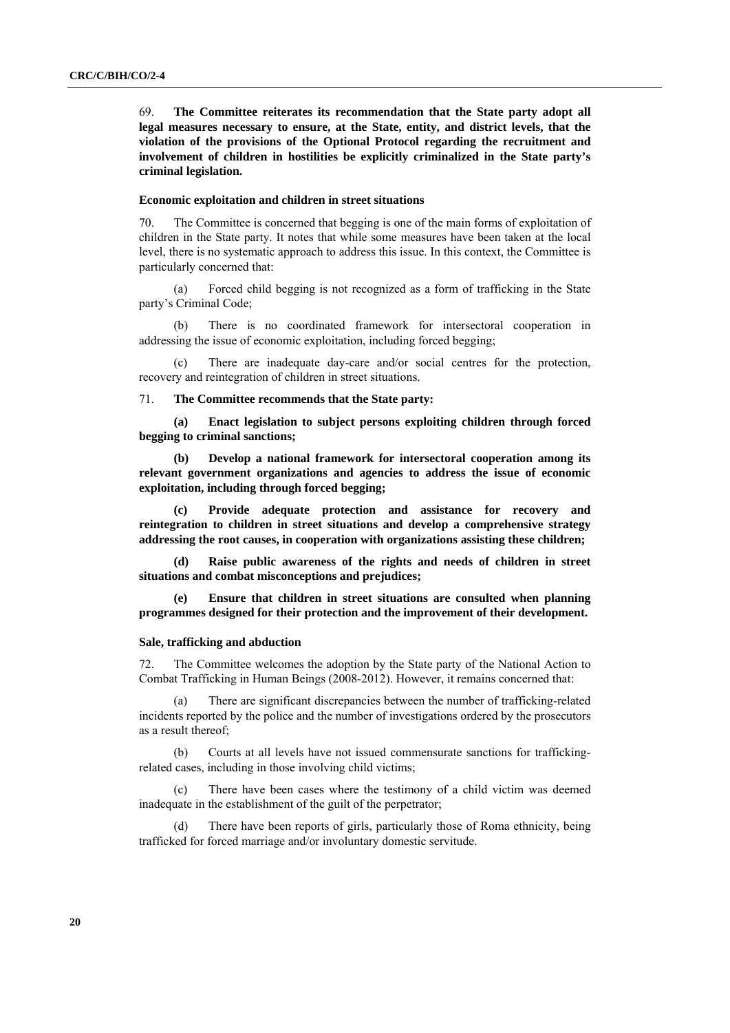69. **The Committee reiterates its recommendation that the State party adopt all legal measures necessary to ensure, at the State, entity, and district levels, that the violation of the provisions of the Optional Protocol regarding the recruitment and involvement of children in hostilities be explicitly criminalized in the State party's criminal legislation.**

### Economic exploitation and children in street situations

70. The Committee is concerned that begging is one of the main forms of exploitation of children in the State party. It notes that while some measures have been taken at the local level, there is no systematic approach to address this issue. In this context, the Committee is particularly concerned that:

(a) Forced child begging is not recognized as a form of trafficking in the State party's Criminal Code;

(b) There is no coordinated framework for intersectoral cooperation in addressing the issue of economic exploitation, including forced begging;

(c) There are inadequate day-care and/or social centres for the protection, recovery and reintegration of children in street situations.

71. **The Committee recommends that the State party:**

**(a) Enact legislation to subject persons exploiting children through forced begging to criminal sanctions;**

**(b) Develop a national framework for intersectoral cooperation among its relevant government organizations and agencies to address the issue of economic exploitation, including through forced begging;**

**(c) Provide adequate protection and assistance for recovery and reintegration to children in street situations and develop a comprehensive strategy addressing the root causes, in cooperation with organizations assisting these children;**

**(d) Raise public awareness of the rights and needs of children in street situations and combat misconceptions and prejudices;**

**(e) Ensure that children in street situations are consulted when planning programmes designed for their protection and the improvement of their development.**

### Sale, trafficking and abduction

72. The Committee welcomes the adoption by the State party of the National Action to Combat Trafficking in Human Beings (2008-2012). However, it remains concerned that:

(a) There are significant discrepancies between the number of trafficking-related incidents reported by the police and the number of investigations ordered by the prosecutors as a result thereof;

(b) Courts at all levels have not issued commensurate sanctions for trafficking-related cases, including in those involving child victims;

(c) There have been cases where the testimony of a child victim was deemed inadequate in the establishment of the guilt of the perpetrator;

(d) There have been reports of girls, particularly those of Roma ethnicity, being trafficked for forced marriage and/or involuntary domestic servitude.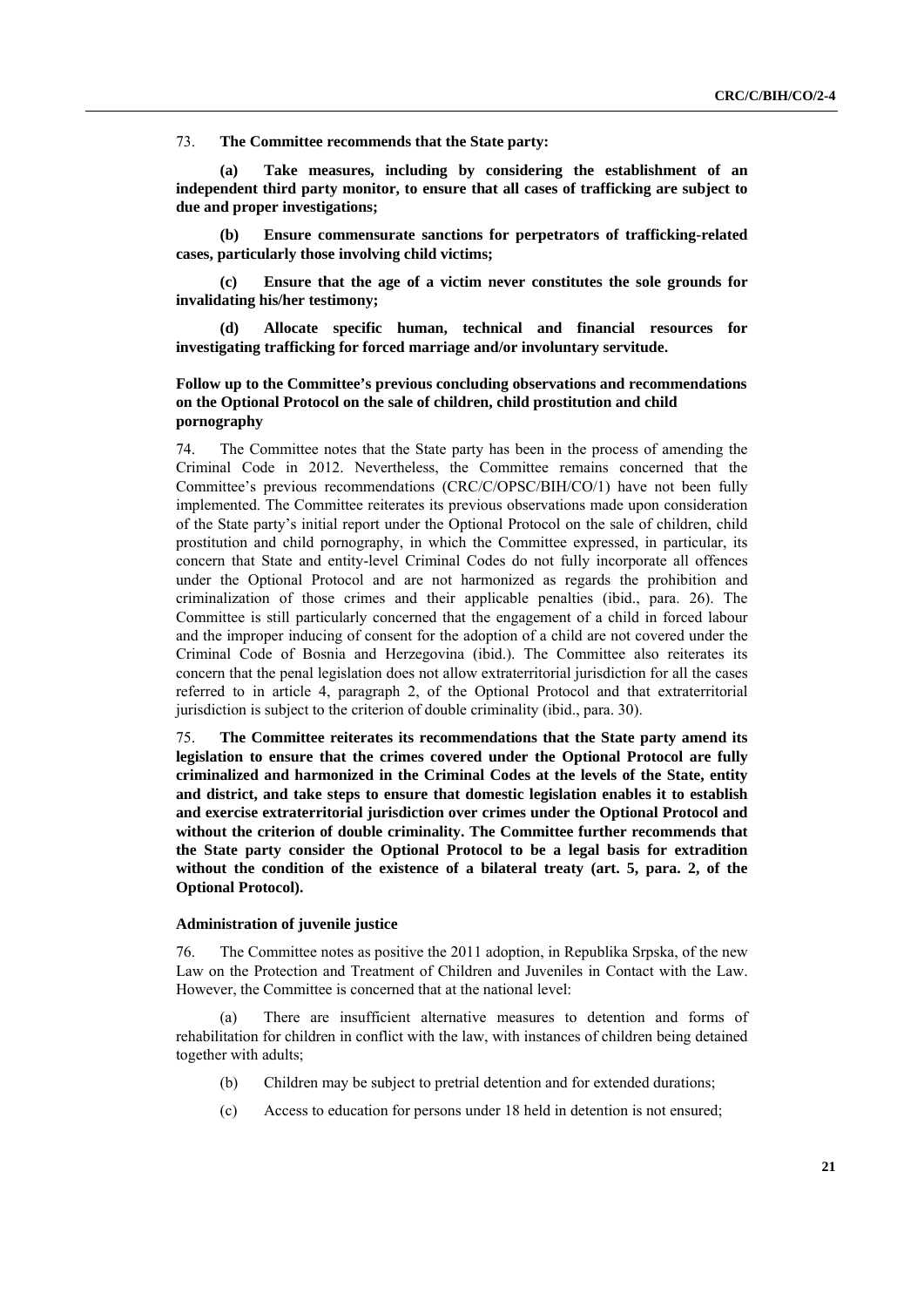73. **The Committee recommends that the State party:**

**(a) Take measures, including by considering the establishment of an independent third party monitor, to ensure that all cases of trafficking are subject to due and proper investigations;**

**(b) Ensure commensurate sanctions for perpetrators of trafficking-related cases, particularly those involving child victims;**

**(c) Ensure that the age of a victim never constitutes the sole grounds for invalidating his/her testimony;**

**(d) Allocate specific human, technical and financial resources for investigating trafficking for forced marriage and/or involuntary servitude.**

### Follow up to the Committee's previous concluding observations and recommendations on the Optional Protocol on the sale of children, child prostitution and child pornography

74. The Committee notes that the State party has been in the process of amending the Criminal Code in 2012. Nevertheless, the Committee remains concerned that the Committee's previous recommendations (CRC/C/OPSC/BIH/CO/1) have not been fully implemented. The Committee reiterates its previous observations made upon consideration of the State party's initial report under the Optional Protocol on the sale of children, child prostitution and child pornography, in which the Committee expressed, in particular, its concern that State and entity-level Criminal Codes do not fully incorporate all offences under the Optional Protocol and are not harmonized as regards the prohibition and criminalization of those crimes and their applicable penalties (ibid., para. 26). The Committee is still particularly concerned that the engagement of a child in forced labour and the improper inducing of consent for the adoption of a child are not covered under the Criminal Code of Bosnia and Herzegovina (ibid.). The Committee also reiterates its concern that the penal legislation does not allow extraterritorial jurisdiction for all the cases referred to in article 4, paragraph 2, of the Optional Protocol and that extraterritorial jurisdiction is subject to the criterion of double criminality (ibid., para. 30).

75. **The Committee reiterates its recommendations that the State party amend its legislation to ensure that the crimes covered under the Optional Protocol are fully criminalized and harmonized in the Criminal Codes at the levels of the State, entity and district, and take steps to ensure that domestic legislation enables it to establish and exercise extraterritorial jurisdiction over crimes under the Optional Protocol and without the criterion of double criminality. The Committee further recommends that the State party consider the Optional Protocol to be a legal basis for extradition without the condition of the existence of a bilateral treaty (art. 5, para. 2, of the Optional Protocol).**

#### Administration of juvenile justice

76. The Committee notes as positive the 2011 adoption, in Republika Srpska, of the new Law on the Protection and Treatment of Children and Juveniles in Contact with the Law. However, the Committee is concerned that at the national level:

(a) There are insufficient alternative measures to detention and forms of rehabilitation for children in conflict with the law, with instances of children being detained together with adults;

(b) Children may be subject to pretrial detention and for extended durations;

(c) Access to education for persons under 18 held in detention is not ensured;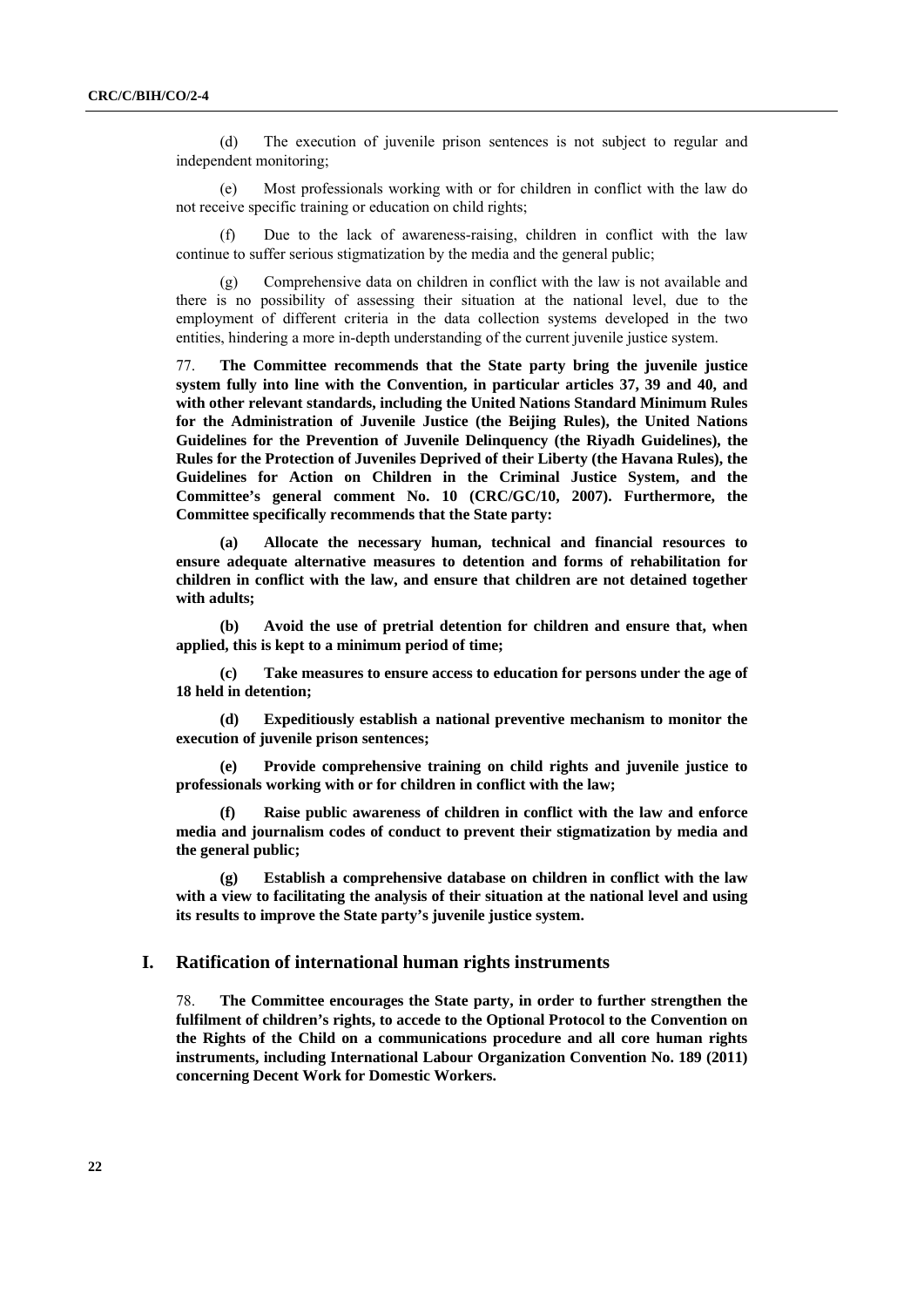(d) The execution of juvenile prison sentences is not subject to regular and independent monitoring;

(e) Most professionals working with or for children in conflict with the law do not receive specific training or education on child rights;

(f) Due to the lack of awareness-raising, children in conflict with the law continue to suffer serious stigmatization by the media and the general public;

(g) Comprehensive data on children in conflict with the law is not available and there is no possibility of assessing their situation at the national level, due to the employment of different criteria in the data collection systems developed in the two entities, hindering a more in-depth understanding of the current juvenile justice system.

77. **The Committee recommends that the State party bring the juvenile justice system fully into line with the Convention, in particular articles 37, 39 and 40, and with other relevant standards, including the United Nations Standard Minimum Rules for the Administration of Juvenile Justice (the Beijing Rules), the United Nations Guidelines for the Prevention of Juvenile Delinquency (the Riyadh Guidelines), the Rules for the Protection of Juveniles Deprived of their Liberty (the Havana Rules), the Guidelines for Action on Children in the Criminal Justice System, and the Committee's general comment No. 10 (CRC/GC/10, 2007). Furthermore, the Committee specifically recommends that the State party:**

**(a) Allocate the necessary human, technical and financial resources to ensure adequate alternative measures to detention and forms of rehabilitation for children in conflict with the law, and ensure that children are not detained together with adults;**

**(b) Avoid the use of pretrial detention for children and ensure that, when applied, this is kept to a minimum period of time;**

**(c) Take measures to ensure access to education for persons under the age of 18 held in detention;**

**(d) Expeditiously establish a national preventive mechanism to monitor the execution of juvenile prison sentences;**

**(e) Provide comprehensive training on child rights and juvenile justice to professionals working with or for children in conflict with the law;**

**(f) Raise public awareness of children in conflict with the law and enforce media and journalism codes of conduct to prevent their stigmatization by media and the general public;**

**(g) Establish a comprehensive database on children in conflict with the law with a view to facilitating the analysis of their situation at the national level and using its results to improve the State party's juvenile justice system.**

## I. Ratification of international human rights instruments

78. **The Committee encourages the State party, in order to further strengthen the fulfilment of children's rights, to accede to the Optional Protocol to the Convention on the Rights of the Child on a communications procedure and all core human rights instruments, including International Labour Organization Convention No. 189 (2011) concerning Decent Work for Domestic Workers.**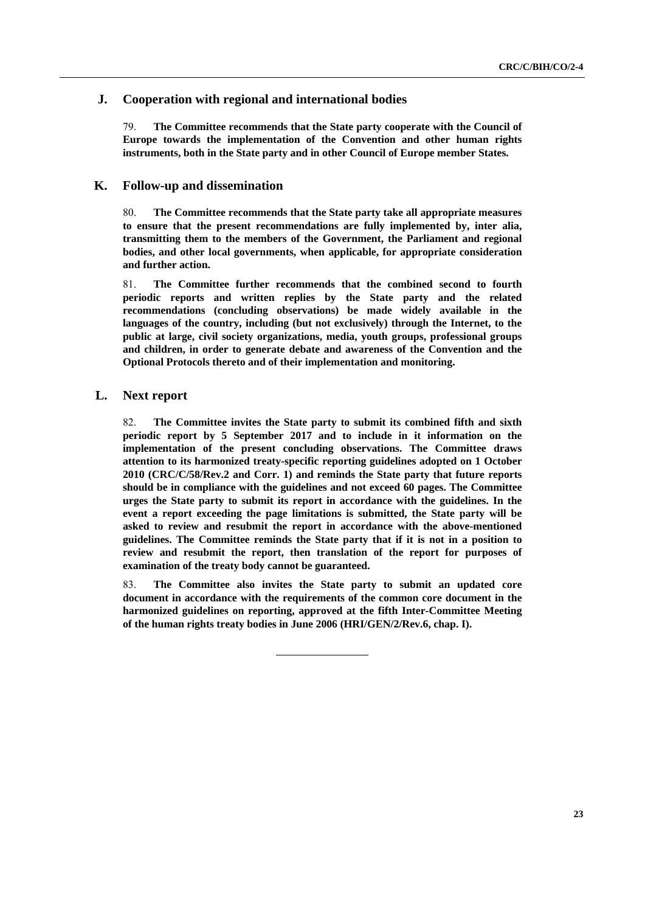## J. Cooperation with regional and international bodies

79. **The Committee recommends that the State party cooperate with the Council of Europe towards the implementation of the Convention and other human rights instruments, both in the State party and in other Council of Europe member States.**

## K. Follow-up and dissemination

80. **The Committee recommends that the State party take all appropriate measures to ensure that the present recommendations are fully implemented by, inter alia, transmitting them to the members of the Government, the Parliament and regional bodies, and other local governments, when applicable, for appropriate consideration and further action.**

81. **The Committee further recommends that the combined second to fourth periodic reports and written replies by the State party and the related recommendations (concluding observations) be made widely available in the languages of the country, including (but not exclusively) through the Internet, to the public at large, civil society organizations, media, youth groups, professional groups and children, in order to generate debate and awareness of the Convention and the Optional Protocols thereto and of their implementation and monitoring.**

## L. Next report

82. **The Committee invites the State party to submit its combined fifth and sixth periodic report by 5 September 2017 and to include in it information on the implementation of the present concluding observations. The Committee draws attention to its harmonized treaty-specific reporting guidelines adopted on 1 October 2010 (CRC/C/58/Rev.2 and Corr. 1) and reminds the State party that future reports should be in compliance with the guidelines and not exceed 60 pages. The Committee urges the State party to submit its report in accordance with the guidelines. In the event a report exceeding the page limitations is submitted, the State party will be asked to review and resubmit the report in accordance with the above-mentioned guidelines. The Committee reminds the State party that if it is not in a position to review and resubmit the report, then translation of the report for purposes of examination of the treaty body cannot be guaranteed.**

83. **The Committee also invites the State party to submit an updated core document in accordance with the requirements of the common core document in the harmonized guidelines on reporting, approved at the fifth Inter-Committee Meeting of the human rights treaty bodies in June 2006 (HRI/GEN/2/Rev.6, chap. I).**